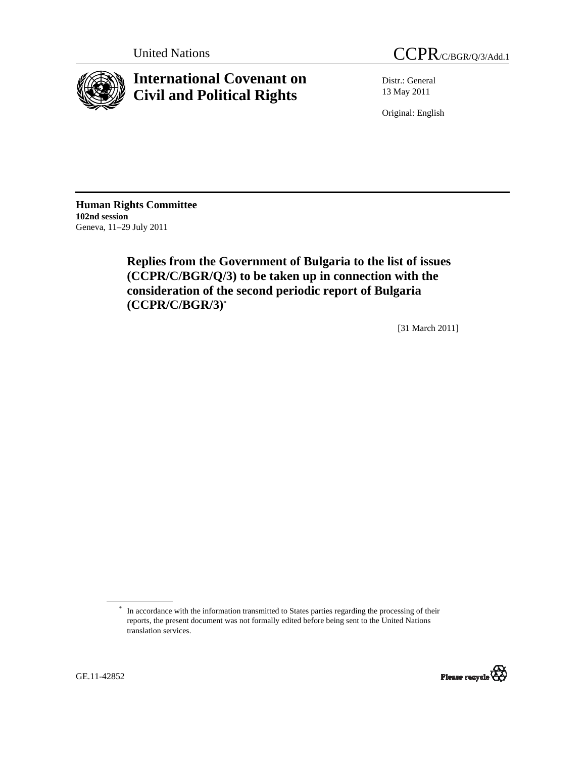United Nations

CCPR/C/BGR/Q/3/Add.1

# International Covenant on Civil and Political Rights

Distr.: General
13 May 2011

Original: English

**Human Rights Committee**
**102nd session**
Geneva, 11–29 July 2011

## Replies from the Government of Bulgaria to the list of issues (CCPR/C/BGR/Q/3) to be taken up in connection with the consideration of the second periodic report of Bulgaria (CCPR/C/BGR/3)*

[31 March 2011]

* In accordance with the information transmitted to States parties regarding the processing of their reports, the present document was not formally edited before being sent to the United Nations translation services.

GE.11-42852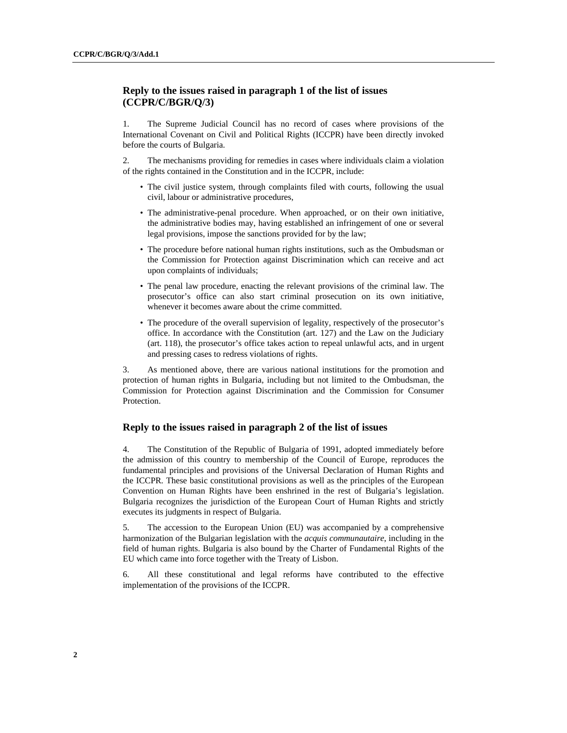## Reply to the issues raised in paragraph 1 of the list of issues (CCPR/C/BGR/Q/3)

1. The Supreme Judicial Council has no record of cases where provisions of the International Covenant on Civil and Political Rights (ICCPR) have been directly invoked before the courts of Bulgaria.

2. The mechanisms providing for remedies in cases where individuals claim a violation of the rights contained in the Constitution and in the ICCPR, include:

- The civil justice system, through complaints filed with courts, following the usual civil, labour or administrative procedures,
- The administrative-penal procedure. When approached, or on their own initiative, the administrative bodies may, having established an infringement of one or several legal provisions, impose the sanctions provided for by the law;
- The procedure before national human rights institutions, such as the Ombudsman or the Commission for Protection against Discrimination which can receive and act upon complaints of individuals;
- The penal law procedure, enacting the relevant provisions of the criminal law. The prosecutor's office can also start criminal prosecution on its own initiative, whenever it becomes aware about the crime committed.
- The procedure of the overall supervision of legality, respectively of the prosecutor's office. In accordance with the Constitution (art. 127) and the Law on the Judiciary (art. 118), the prosecutor's office takes action to repeal unlawful acts, and in urgent and pressing cases to redress violations of rights.

3. As mentioned above, there are various national institutions for the promotion and protection of human rights in Bulgaria, including but not limited to the Ombudsman, the Commission for Protection against Discrimination and the Commission for Consumer Protection.

## Reply to the issues raised in paragraph 2 of the list of issues

4. The Constitution of the Republic of Bulgaria of 1991, adopted immediately before the admission of this country to membership of the Council of Europe, reproduces the fundamental principles and provisions of the Universal Declaration of Human Rights and the ICCPR. These basic constitutional provisions as well as the principles of the European Convention on Human Rights have been enshrined in the rest of Bulgaria's legislation. Bulgaria recognizes the jurisdiction of the European Court of Human Rights and strictly executes its judgments in respect of Bulgaria.

5. The accession to the European Union (EU) was accompanied by a comprehensive harmonization of the Bulgarian legislation with the *acquis communautaire*, including in the field of human rights. Bulgaria is also bound by the Charter of Fundamental Rights of the EU which came into force together with the Treaty of Lisbon.

6. All these constitutional and legal reforms have contributed to the effective implementation of the provisions of the ICCPR.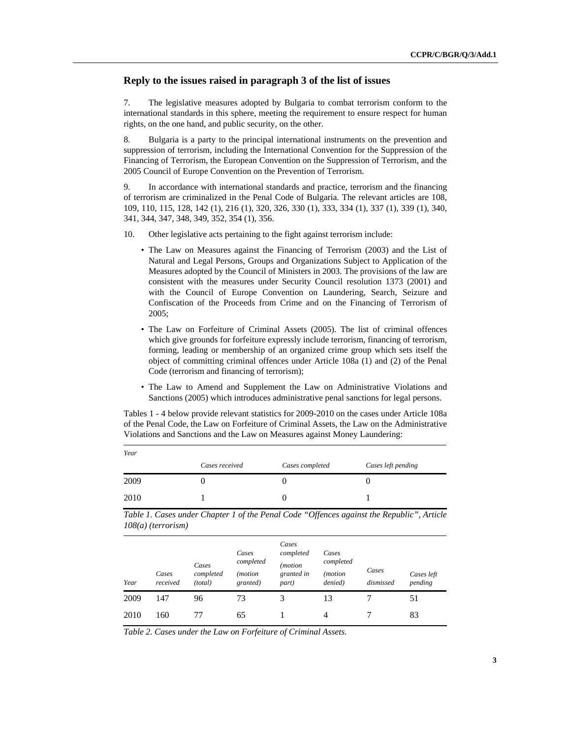## Reply to the issues raised in paragraph 3 of the list of issues

7. The legislative measures adopted by Bulgaria to combat terrorism conform to the international standards in this sphere, meeting the requirement to ensure respect for human rights, on the one hand, and public security, on the other.

8. Bulgaria is a party to the principal international instruments on the prevention and suppression of terrorism, including the International Convention for the Suppression of the Financing of Terrorism, the European Convention on the Suppression of Terrorism, and the 2005 Council of Europe Convention on the Prevention of Terrorism.

9. In accordance with international standards and practice, terrorism and the financing of terrorism are criminalized in the Penal Code of Bulgaria. The relevant articles are 108, 109, 110, 115, 128, 142 (1), 216 (1), 320, 326, 330 (1), 333, 334 (1), 337 (1), 339 (1), 340, 341, 344, 347, 348, 349, 352, 354 (1), 356.

10. Other legislative acts pertaining to the fight against terrorism include:

- The Law on Measures against the Financing of Terrorism (2003) and the List of Natural and Legal Persons, Groups and Organizations Subject to Application of the Measures adopted by the Council of Ministers in 2003. The provisions of the law are consistent with the measures under Security Council resolution 1373 (2001) and with the Council of Europe Convention on Laundering, Search, Seizure and Confiscation of the Proceeds from Crime and on the Financing of Terrorism of 2005;
- The Law on Forfeiture of Criminal Assets (2005). The list of criminal offences which give grounds for forfeiture expressly include terrorism, financing of terrorism, forming, leading or membership of an organized crime group which sets itself the object of committing criminal offences under Article 108a (1) and (2) of the Penal Code (terrorism and financing of terrorism);
- The Law to Amend and Supplement the Law on Administrative Violations and Sanctions (2005) which introduces administrative penal sanctions for legal persons.

Tables 1 - 4 below provide relevant statistics for 2009-2010 on the cases under Article 108a of the Penal Code, the Law on Forfeiture of Criminal Assets, the Law on the Administrative Violations and Sanctions and the Law on Measures against Money Laundering:

| *Year* | *Cases received* | *Cases completed* | *Cases left pending* |
|---|---|---|---|
| 2009 | 0 | 0 | 0 |
| 2010 | 1 | 0 | 1 |

*Table 1. Cases under Chapter 1 of the Penal Code "Offences against the Republic", Article 108(a) (terrorism)*

| *Year* | *Cases received* | *Cases completed (total)* | *Cases completed (motion granted)* | *Cases completed (motion granted in part)* | *Cases completed (motion denied)* | *Cases dismissed* | *Cases left pending* |
|---|---|---|---|---|---|---|---|
| 2009 | 147 | 96 | 73 | 3 | 13 | 7 | 51 |
| 2010 | 160 | 77 | 65 | 1 | 4 | 7 | 83 |

*Table 2. Cases under the Law on Forfeiture of Criminal Assets.*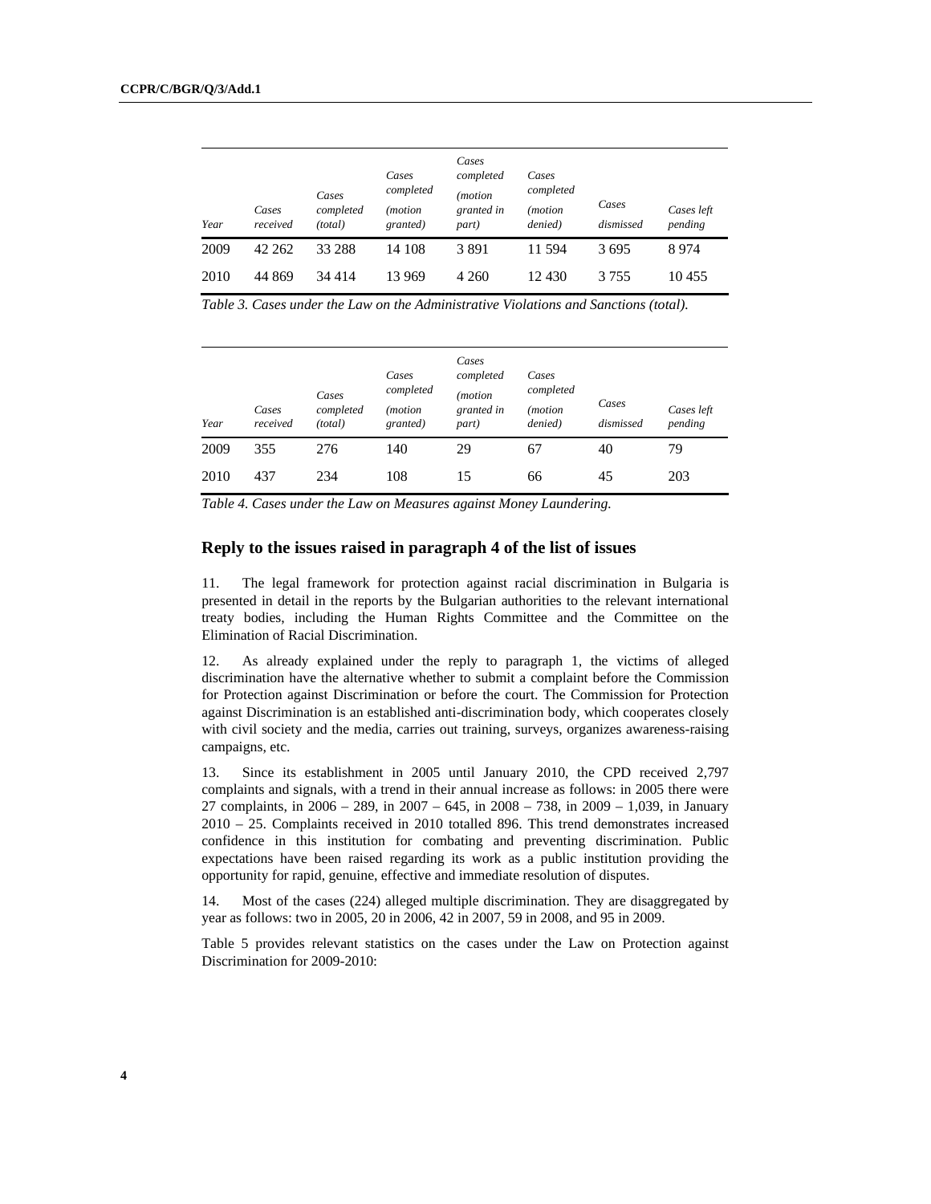| *Year* | *Cases received* | *Cases completed (total)* | *Cases completed (motion granted)* | *Cases completed (motion granted in part)* | *Cases completed (motion denied)* | *Cases dismissed* | *Cases left pending* |
|---|---|---|---|---|---|---|---|
| 2009 | 42 262 | 33 288 | 14 108 | 3 891 | 11 594 | 3 695 | 8 974 |
| 2010 | 44 869 | 34 414 | 13 969 | 4 260 | 12 430 | 3 755 | 10 455 |

*Table 3. Cases under the Law on the Administrative Violations and Sanctions (total).*

| *Year* | *Cases received* | *Cases completed (total)* | *Cases completed (motion granted)* | *Cases completed (motion granted in part)* | *Cases completed (motion denied)* | *Cases dismissed* | *Cases left pending* |
|---|---|---|---|---|---|---|---|
| 2009 | 355 | 276 | 140 | 29 | 67 | 40 | 79 |
| 2010 | 437 | 234 | 108 | 15 | 66 | 45 | 203 |

*Table 4. Cases under the Law on Measures against Money Laundering.*

## Reply to the issues raised in paragraph 4 of the list of issues

11. The legal framework for protection against racial discrimination in Bulgaria is presented in detail in the reports by the Bulgarian authorities to the relevant international treaty bodies, including the Human Rights Committee and the Committee on the Elimination of Racial Discrimination.

12. As already explained under the reply to paragraph 1, the victims of alleged discrimination have the alternative whether to submit a complaint before the Commission for Protection against Discrimination or before the court. The Commission for Protection against Discrimination is an established anti-discrimination body, which cooperates closely with civil society and the media, carries out training, surveys, organizes awareness-raising campaigns, etc.

13. Since its establishment in 2005 until January 2010, the CPD received 2,797 complaints and signals, with a trend in their annual increase as follows: in 2005 there were 27 complaints, in 2006 – 289, in 2007 – 645, in 2008 – 738, in 2009 – 1,039, in January 2010 – 25. Complaints received in 2010 totalled 896. This trend demonstrates increased confidence in this institution for combating and preventing discrimination. Public expectations have been raised regarding its work as a public institution providing the opportunity for rapid, genuine, effective and immediate resolution of disputes.

14. Most of the cases (224) alleged multiple discrimination. They are disaggregated by year as follows: two in 2005, 20 in 2006, 42 in 2007, 59 in 2008, and 95 in 2009.

Table 5 provides relevant statistics on the cases under the Law on Protection against Discrimination for 2009-2010: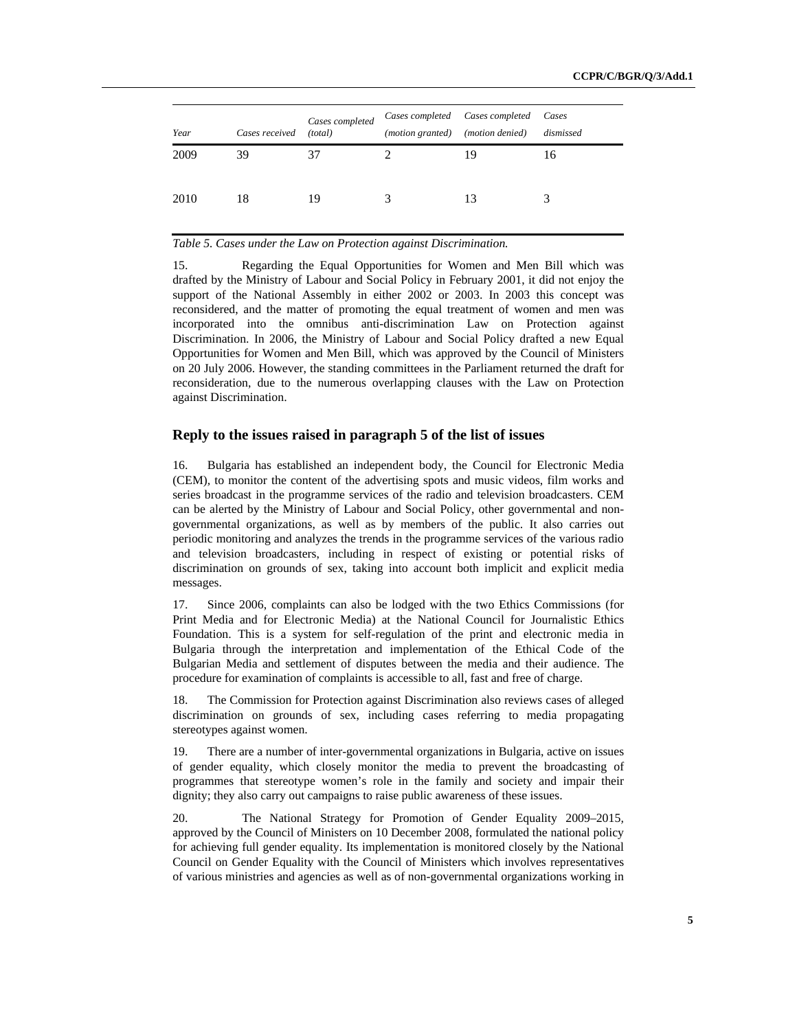| Year | Cases received | Cases completed (total) | Cases completed (motion granted) | Cases completed (motion denied) | Cases dismissed |
|---|---|---|---|---|---|
| 2009 | 39 | 37 | 2 | 19 | 16 |
| 2010 | 18 | 19 | 3 | 13 | 3 |

*Table 5. Cases under the Law on Protection against Discrimination.*

15. Regarding the Equal Opportunities for Women and Men Bill which was drafted by the Ministry of Labour and Social Policy in February 2001, it did not enjoy the support of the National Assembly in either 2002 or 2003. In 2003 this concept was reconsidered, and the matter of promoting the equal treatment of women and men was incorporated into the omnibus anti-discrimination Law on Protection against Discrimination. In 2006, the Ministry of Labour and Social Policy drafted a new Equal Opportunities for Women and Men Bill, which was approved by the Council of Ministers on 20 July 2006. However, the standing committees in the Parliament returned the draft for reconsideration, due to the numerous overlapping clauses with the Law on Protection against Discrimination.

## Reply to the issues raised in paragraph 5 of the list of issues

16. Bulgaria has established an independent body, the Council for Electronic Media (CEM), to monitor the content of the advertising spots and music videos, film works and series broadcast in the programme services of the radio and television broadcasters. CEM can be alerted by the Ministry of Labour and Social Policy, other governmental and non-governmental organizations, as well as by members of the public. It also carries out periodic monitoring and analyzes the trends in the programme services of the various radio and television broadcasters, including in respect of existing or potential risks of discrimination on grounds of sex, taking into account both implicit and explicit media messages.

17. Since 2006, complaints can also be lodged with the two Ethics Commissions (for Print Media and for Electronic Media) at the National Council for Journalistic Ethics Foundation. This is a system for self-regulation of the print and electronic media in Bulgaria through the interpretation and implementation of the Ethical Code of the Bulgarian Media and settlement of disputes between the media and their audience. The procedure for examination of complaints is accessible to all, fast and free of charge.

18. The Commission for Protection against Discrimination also reviews cases of alleged discrimination on grounds of sex, including cases referring to media propagating stereotypes against women.

19. There are a number of inter-governmental organizations in Bulgaria, active on issues of gender equality, which closely monitor the media to prevent the broadcasting of programmes that stereotype women's role in the family and society and impair their dignity; they also carry out campaigns to raise public awareness of these issues.

20. The National Strategy for Promotion of Gender Equality 2009–2015, approved by the Council of Ministers on 10 December 2008, formulated the national policy for achieving full gender equality. Its implementation is monitored closely by the National Council on Gender Equality with the Council of Ministers which involves representatives of various ministries and agencies as well as of non-governmental organizations working in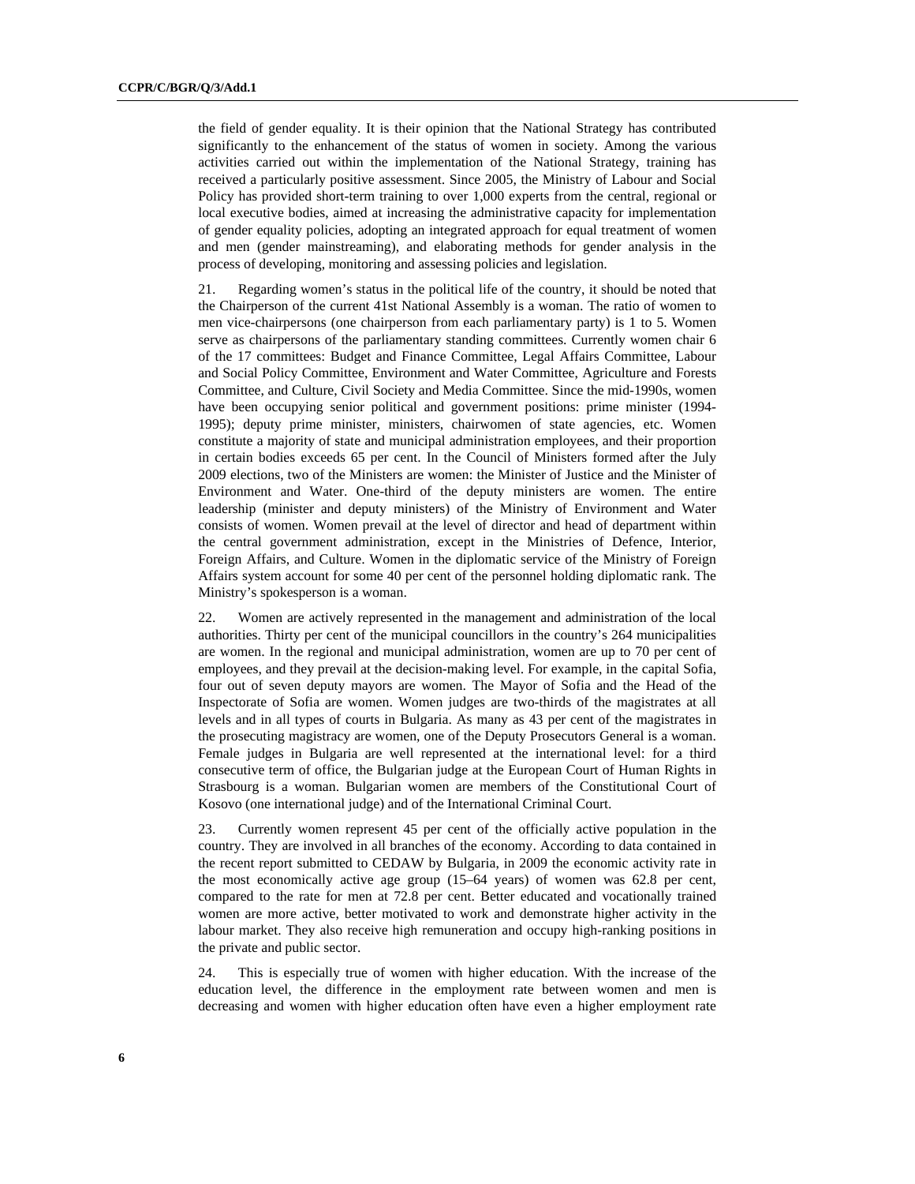the field of gender equality. It is their opinion that the National Strategy has contributed significantly to the enhancement of the status of women in society. Among the various activities carried out within the implementation of the National Strategy, training has received a particularly positive assessment. Since 2005, the Ministry of Labour and Social Policy has provided short-term training to over 1,000 experts from the central, regional or local executive bodies, aimed at increasing the administrative capacity for implementation of gender equality policies, adopting an integrated approach for equal treatment of women and men (gender mainstreaming), and elaborating methods for gender analysis in the process of developing, monitoring and assessing policies and legislation.

21. Regarding women's status in the political life of the country, it should be noted that the Chairperson of the current 41st National Assembly is a woman. The ratio of women to men vice-chairpersons (one chairperson from each parliamentary party) is 1 to 5. Women serve as chairpersons of the parliamentary standing committees. Currently women chair 6 of the 17 committees: Budget and Finance Committee, Legal Affairs Committee, Labour and Social Policy Committee, Environment and Water Committee, Agriculture and Forests Committee, and Culture, Civil Society and Media Committee. Since the mid-1990s, women have been occupying senior political and government positions: prime minister (1994-1995); deputy prime minister, ministers, chairwomen of state agencies, etc. Women constitute a majority of state and municipal administration employees, and their proportion in certain bodies exceeds 65 per cent. In the Council of Ministers formed after the July 2009 elections, two of the Ministers are women: the Minister of Justice and the Minister of Environment and Water. One-third of the deputy ministers are women. The entire leadership (minister and deputy ministers) of the Ministry of Environment and Water consists of women. Women prevail at the level of director and head of department within the central government administration, except in the Ministries of Defence, Interior, Foreign Affairs, and Culture. Women in the diplomatic service of the Ministry of Foreign Affairs system account for some 40 per cent of the personnel holding diplomatic rank. The Ministry's spokesperson is a woman.

22. Women are actively represented in the management and administration of the local authorities. Thirty per cent of the municipal councillors in the country's 264 municipalities are women. In the regional and municipal administration, women are up to 70 per cent of employees, and they prevail at the decision-making level. For example, in the capital Sofia, four out of seven deputy mayors are women. The Mayor of Sofia and the Head of the Inspectorate of Sofia are women. Women judges are two-thirds of the magistrates at all levels and in all types of courts in Bulgaria. As many as 43 per cent of the magistrates in the prosecuting magistracy are women, one of the Deputy Prosecutors General is a woman. Female judges in Bulgaria are well represented at the international level: for a third consecutive term of office, the Bulgarian judge at the European Court of Human Rights in Strasbourg is a woman. Bulgarian women are members of the Constitutional Court of Kosovo (one international judge) and of the International Criminal Court.

23. Currently women represent 45 per cent of the officially active population in the country. They are involved in all branches of the economy. According to data contained in the recent report submitted to CEDAW by Bulgaria, in 2009 the economic activity rate in the most economically active age group (15–64 years) of women was 62.8 per cent, compared to the rate for men at 72.8 per cent. Better educated and vocationally trained women are more active, better motivated to work and demonstrate higher activity in the labour market. They also receive high remuneration and occupy high-ranking positions in the private and public sector.

24. This is especially true of women with higher education. With the increase of the education level, the difference in the employment rate between women and men is decreasing and women with higher education often have even a higher employment rate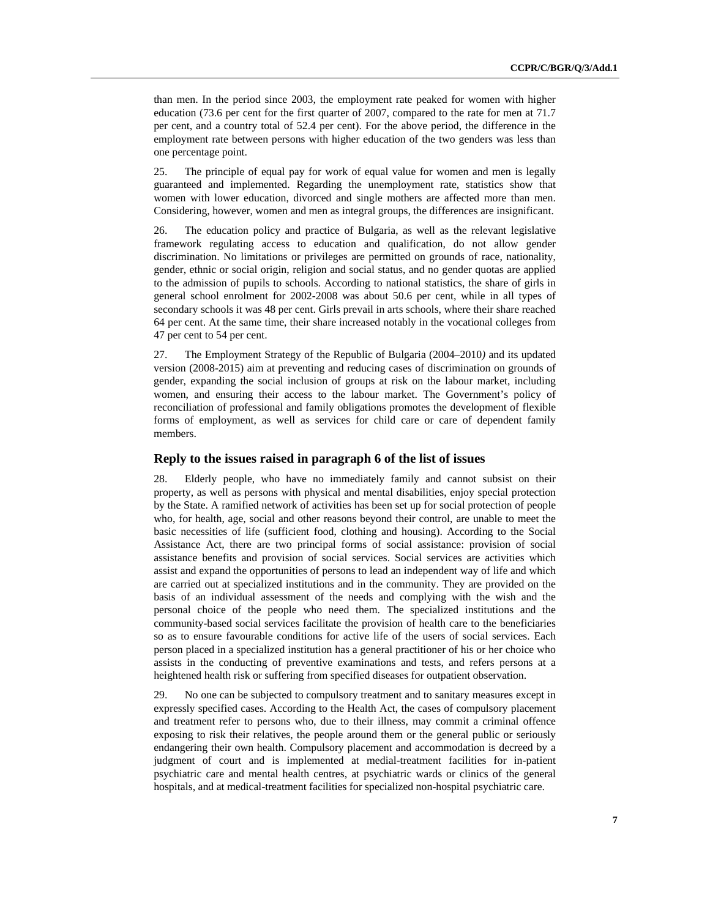than men. In the period since 2003, the employment rate peaked for women with higher education (73.6 per cent for the first quarter of 2007, compared to the rate for men at 71.7 per cent, and a country total of 52.4 per cent). For the above period, the difference in the employment rate between persons with higher education of the two genders was less than one percentage point.

25. The principle of equal pay for work of equal value for women and men is legally guaranteed and implemented. Regarding the unemployment rate, statistics show that women with lower education, divorced and single mothers are affected more than men. Considering, however, women and men as integral groups, the differences are insignificant.

26. The education policy and practice of Bulgaria, as well as the relevant legislative framework regulating access to education and qualification, do not allow gender discrimination. No limitations or privileges are permitted on grounds of race, nationality, gender, ethnic or social origin, religion and social status, and no gender quotas are applied to the admission of pupils to schools. According to national statistics, the share of girls in general school enrolment for 2002-2008 was about 50.6 per cent, while in all types of secondary schools it was 48 per cent. Girls prevail in arts schools, where their share reached 64 per cent. At the same time, their share increased notably in the vocational colleges from 47 per cent to 54 per cent.

27. The Employment Strategy of the Republic of Bulgaria (2004–2010*)* and its updated version (2008-2015) aim at preventing and reducing cases of discrimination on grounds of gender, expanding the social inclusion of groups at risk on the labour market, including women, and ensuring their access to the labour market. The Government's policy of reconciliation of professional and family obligations promotes the development of flexible forms of employment, as well as services for child care or care of dependent family members.

## Reply to the issues raised in paragraph 6 of the list of issues

28. Elderly people, who have no immediately family and cannot subsist on their property, as well as persons with physical and mental disabilities, enjoy special protection by the State. A ramified network of activities has been set up for social protection of people who, for health, age, social and other reasons beyond their control, are unable to meet the basic necessities of life (sufficient food, clothing and housing). According to the Social Assistance Act, there are two principal forms of social assistance: provision of social assistance benefits and provision of social services. Social services are activities which assist and expand the opportunities of persons to lead an independent way of life and which are carried out at specialized institutions and in the community. They are provided on the basis of an individual assessment of the needs and complying with the wish and the personal choice of the people who need them. The specialized institutions and the community-based social services facilitate the provision of health care to the beneficiaries so as to ensure favourable conditions for active life of the users of social services. Each person placed in a specialized institution has a general practitioner of his or her choice who assists in the conducting of preventive examinations and tests, and refers persons at a heightened health risk or suffering from specified diseases for outpatient observation.

29. No one can be subjected to compulsory treatment and to sanitary measures except in expressly specified cases. According to the Health Act, the cases of compulsory placement and treatment refer to persons who, due to their illness, may commit a criminal offence exposing to risk their relatives, the people around them or the general public or seriously endangering their own health. Compulsory placement and accommodation is decreed by a judgment of court and is implemented at medial-treatment facilities for in-patient psychiatric care and mental health centres, at psychiatric wards or clinics of the general hospitals, and at medical-treatment facilities for specialized non-hospital psychiatric care.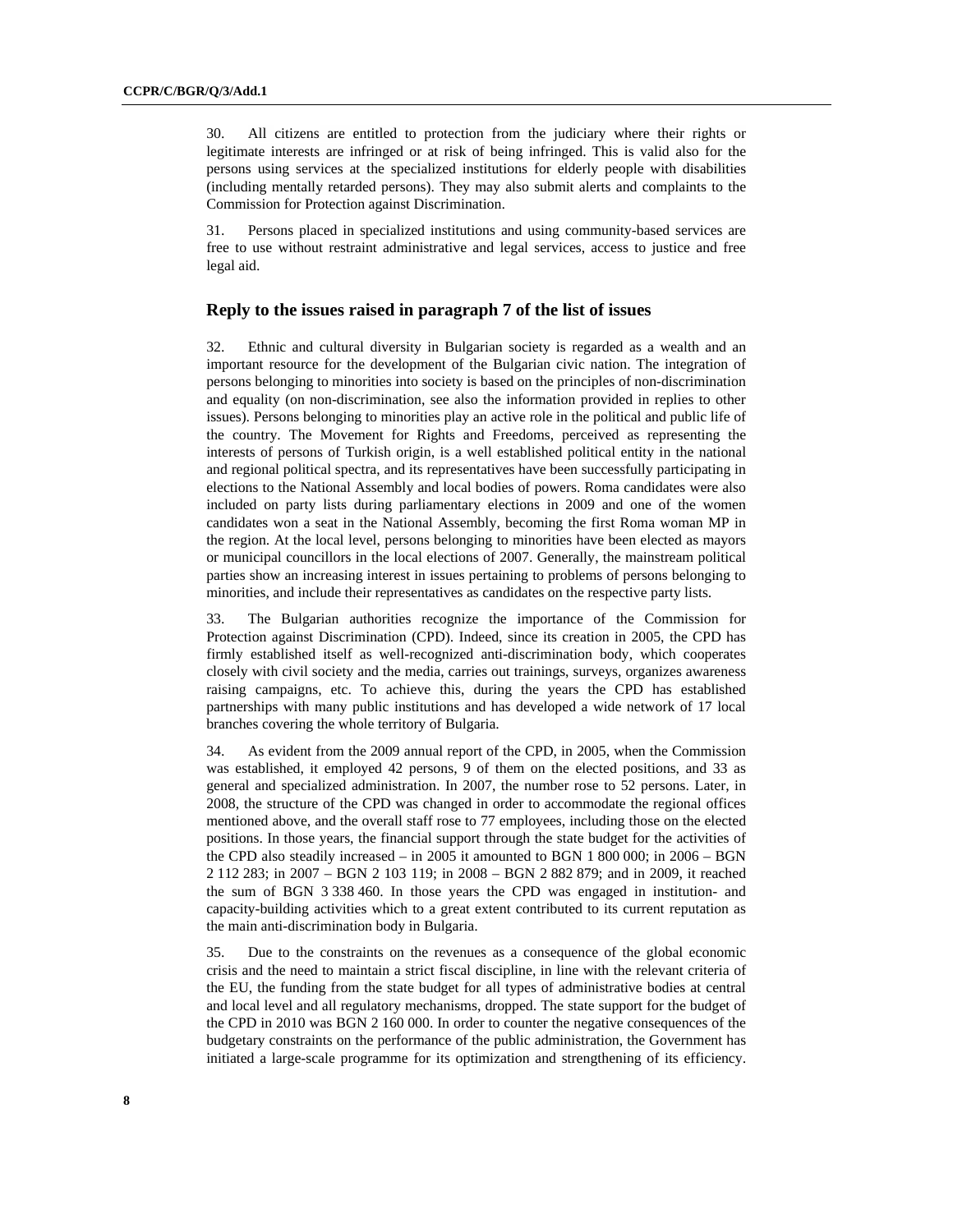30. All citizens are entitled to protection from the judiciary where their rights or legitimate interests are infringed or at risk of being infringed. This is valid also for the persons using services at the specialized institutions for elderly people with disabilities (including mentally retarded persons). They may also submit alerts and complaints to the Commission for Protection against Discrimination.

31. Persons placed in specialized institutions and using community-based services are free to use without restraint administrative and legal services, access to justice and free legal aid.

## Reply to the issues raised in paragraph 7 of the list of issues

32. Ethnic and cultural diversity in Bulgarian society is regarded as a wealth and an important resource for the development of the Bulgarian civic nation. The integration of persons belonging to minorities into society is based on the principles of non-discrimination and equality (on non-discrimination, see also the information provided in replies to other issues). Persons belonging to minorities play an active role in the political and public life of the country. The Movement for Rights and Freedoms, perceived as representing the interests of persons of Turkish origin, is a well established political entity in the national and regional political spectra, and its representatives have been successfully participating in elections to the National Assembly and local bodies of powers. Roma candidates were also included on party lists during parliamentary elections in 2009 and one of the women candidates won a seat in the National Assembly, becoming the first Roma woman MP in the region. At the local level, persons belonging to minorities have been elected as mayors or municipal councillors in the local elections of 2007. Generally, the mainstream political parties show an increasing interest in issues pertaining to problems of persons belonging to minorities, and include their representatives as candidates on the respective party lists.

33. The Bulgarian authorities recognize the importance of the Commission for Protection against Discrimination (CPD). Indeed, since its creation in 2005, the CPD has firmly established itself as well-recognized anti-discrimination body, which cooperates closely with civil society and the media, carries out trainings, surveys, organizes awareness raising campaigns, etc. To achieve this, during the years the CPD has established partnerships with many public institutions and has developed a wide network of 17 local branches covering the whole territory of Bulgaria.

34. As evident from the 2009 annual report of the CPD, in 2005, when the Commission was established, it employed 42 persons, 9 of them on the elected positions, and 33 as general and specialized administration. In 2007, the number rose to 52 persons. Later, in 2008, the structure of the CPD was changed in order to accommodate the regional offices mentioned above, and the overall staff rose to 77 employees, including those on the elected positions. In those years, the financial support through the state budget for the activities of the CPD also steadily increased – in 2005 it amounted to BGN 1 800 000; in 2006 – BGN 2 112 283; in 2007 – BGN 2 103 119; in 2008 – BGN 2 882 879; and in 2009, it reached the sum of BGN 3 338 460. In those years the CPD was engaged in institution- and capacity-building activities which to a great extent contributed to its current reputation as the main anti-discrimination body in Bulgaria.

35. Due to the constraints on the revenues as a consequence of the global economic crisis and the need to maintain a strict fiscal discipline, in line with the relevant criteria of the EU, the funding from the state budget for all types of administrative bodies at central and local level and all regulatory mechanisms, dropped. The state support for the budget of the CPD in 2010 was BGN 2 160 000. In order to counter the negative consequences of the budgetary constraints on the performance of the public administration, the Government has initiated a large-scale programme for its optimization and strengthening of its efficiency.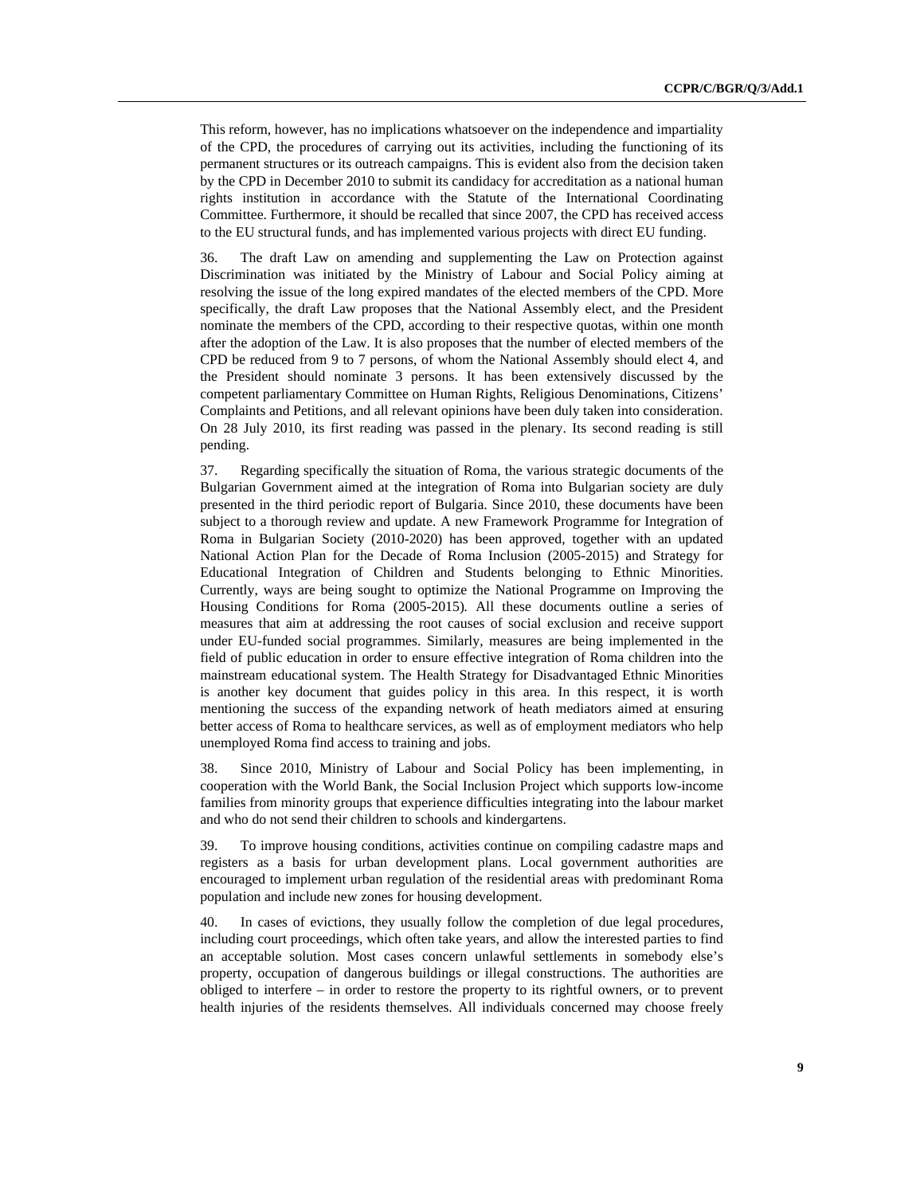This reform, however, has no implications whatsoever on the independence and impartiality of the CPD, the procedures of carrying out its activities, including the functioning of its permanent structures or its outreach campaigns. This is evident also from the decision taken by the CPD in December 2010 to submit its candidacy for accreditation as a national human rights institution in accordance with the Statute of the International Coordinating Committee. Furthermore, it should be recalled that since 2007, the CPD has received access to the EU structural funds, and has implemented various projects with direct EU funding.

36. The draft Law on amending and supplementing the Law on Protection against Discrimination was initiated by the Ministry of Labour and Social Policy aiming at resolving the issue of the long expired mandates of the elected members of the CPD. More specifically, the draft Law proposes that the National Assembly elect, and the President nominate the members of the CPD, according to their respective quotas, within one month after the adoption of the Law. It is also proposes that the number of elected members of the CPD be reduced from 9 to 7 persons, of whom the National Assembly should elect 4, and the President should nominate 3 persons. It has been extensively discussed by the competent parliamentary Committee on Human Rights, Religious Denominations, Citizens' Complaints and Petitions, and all relevant opinions have been duly taken into consideration. On 28 July 2010, its first reading was passed in the plenary. Its second reading is still pending.

37. Regarding specifically the situation of Roma, the various strategic documents of the Bulgarian Government aimed at the integration of Roma into Bulgarian society are duly presented in the third periodic report of Bulgaria. Since 2010, these documents have been subject to a thorough review and update. A new Framework Programme for Integration of Roma in Bulgarian Society (2010-2020) has been approved, together with an updated National Action Plan for the Decade of Roma Inclusion (2005-2015) and Strategy for Educational Integration of Children and Students belonging to Ethnic Minorities. Currently, ways are being sought to optimize the National Programme on Improving the Housing Conditions for Roma (2005-2015). All these documents outline a series of measures that aim at addressing the root causes of social exclusion and receive support under EU-funded social programmes. Similarly, measures are being implemented in the field of public education in order to ensure effective integration of Roma children into the mainstream educational system. The Health Strategy for Disadvantaged Ethnic Minorities is another key document that guides policy in this area. In this respect, it is worth mentioning the success of the expanding network of heath mediators aimed at ensuring better access of Roma to healthcare services, as well as of employment mediators who help unemployed Roma find access to training and jobs.

38. Since 2010, Ministry of Labour and Social Policy has been implementing, in cooperation with the World Bank, the Social Inclusion Project which supports low-income families from minority groups that experience difficulties integrating into the labour market and who do not send their children to schools and kindergartens.

39. To improve housing conditions, activities continue on compiling cadastre maps and registers as a basis for urban development plans. Local government authorities are encouraged to implement urban regulation of the residential areas with predominant Roma population and include new zones for housing development.

40. In cases of evictions, they usually follow the completion of due legal procedures, including court proceedings, which often take years, and allow the interested parties to find an acceptable solution. Most cases concern unlawful settlements in somebody else's property, occupation of dangerous buildings or illegal constructions. The authorities are obliged to interfere – in order to restore the property to its rightful owners, or to prevent health injuries of the residents themselves. All individuals concerned may choose freely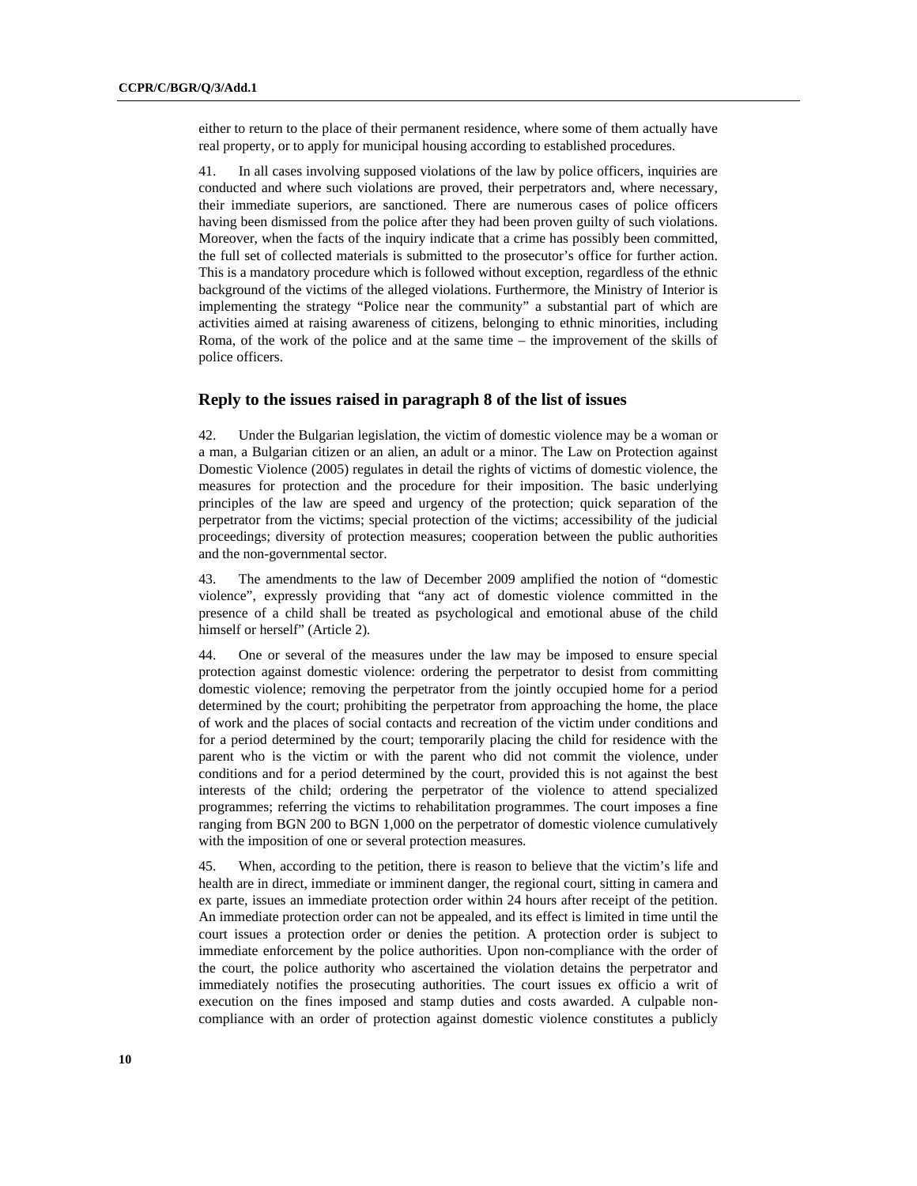either to return to the place of their permanent residence, where some of them actually have real property, or to apply for municipal housing according to established procedures.

41. In all cases involving supposed violations of the law by police officers, inquiries are conducted and where such violations are proved, their perpetrators and, where necessary, their immediate superiors, are sanctioned. There are numerous cases of police officers having been dismissed from the police after they had been proven guilty of such violations. Moreover, when the facts of the inquiry indicate that a crime has possibly been committed, the full set of collected materials is submitted to the prosecutor's office for further action. This is a mandatory procedure which is followed without exception, regardless of the ethnic background of the victims of the alleged violations. Furthermore, the Ministry of Interior is implementing the strategy "Police near the community" a substantial part of which are activities aimed at raising awareness of citizens, belonging to ethnic minorities, including Roma, of the work of the police and at the same time – the improvement of the skills of police officers.

### Reply to the issues raised in paragraph 8 of the list of issues

42. Under the Bulgarian legislation, the victim of domestic violence may be a woman or a man, a Bulgarian citizen or an alien, an adult or a minor. The Law on Protection against Domestic Violence (2005) regulates in detail the rights of victims of domestic violence, the measures for protection and the procedure for their imposition. The basic underlying principles of the law are speed and urgency of the protection; quick separation of the perpetrator from the victims; special protection of the victims; accessibility of the judicial proceedings; diversity of protection measures; cooperation between the public authorities and the non-governmental sector.

43. The amendments to the law of December 2009 amplified the notion of "domestic violence", expressly providing that "any act of domestic violence committed in the presence of a child shall be treated as psychological and emotional abuse of the child himself or herself" (Article 2).

44. One or several of the measures under the law may be imposed to ensure special protection against domestic violence: ordering the perpetrator to desist from committing domestic violence; removing the perpetrator from the jointly occupied home for a period determined by the court; prohibiting the perpetrator from approaching the home, the place of work and the places of social contacts and recreation of the victim under conditions and for a period determined by the court; temporarily placing the child for residence with the parent who is the victim or with the parent who did not commit the violence, under conditions and for a period determined by the court, provided this is not against the best interests of the child; ordering the perpetrator of the violence to attend specialized programmes; referring the victims to rehabilitation programmes. The court imposes a fine ranging from BGN 200 to BGN 1,000 on the perpetrator of domestic violence cumulatively with the imposition of one or several protection measures.

45. When, according to the petition, there is reason to believe that the victim's life and health are in direct, immediate or imminent danger, the regional court, sitting in camera and ex parte, issues an immediate protection order within 24 hours after receipt of the petition. An immediate protection order can not be appealed, and its effect is limited in time until the court issues a protection order or denies the petition. A protection order is subject to immediate enforcement by the police authorities. Upon non-compliance with the order of the court, the police authority who ascertained the violation detains the perpetrator and immediately notifies the prosecuting authorities. The court issues ex officio a writ of execution on the fines imposed and stamp duties and costs awarded. A culpable non-compliance with an order of protection against domestic violence constitutes a publicly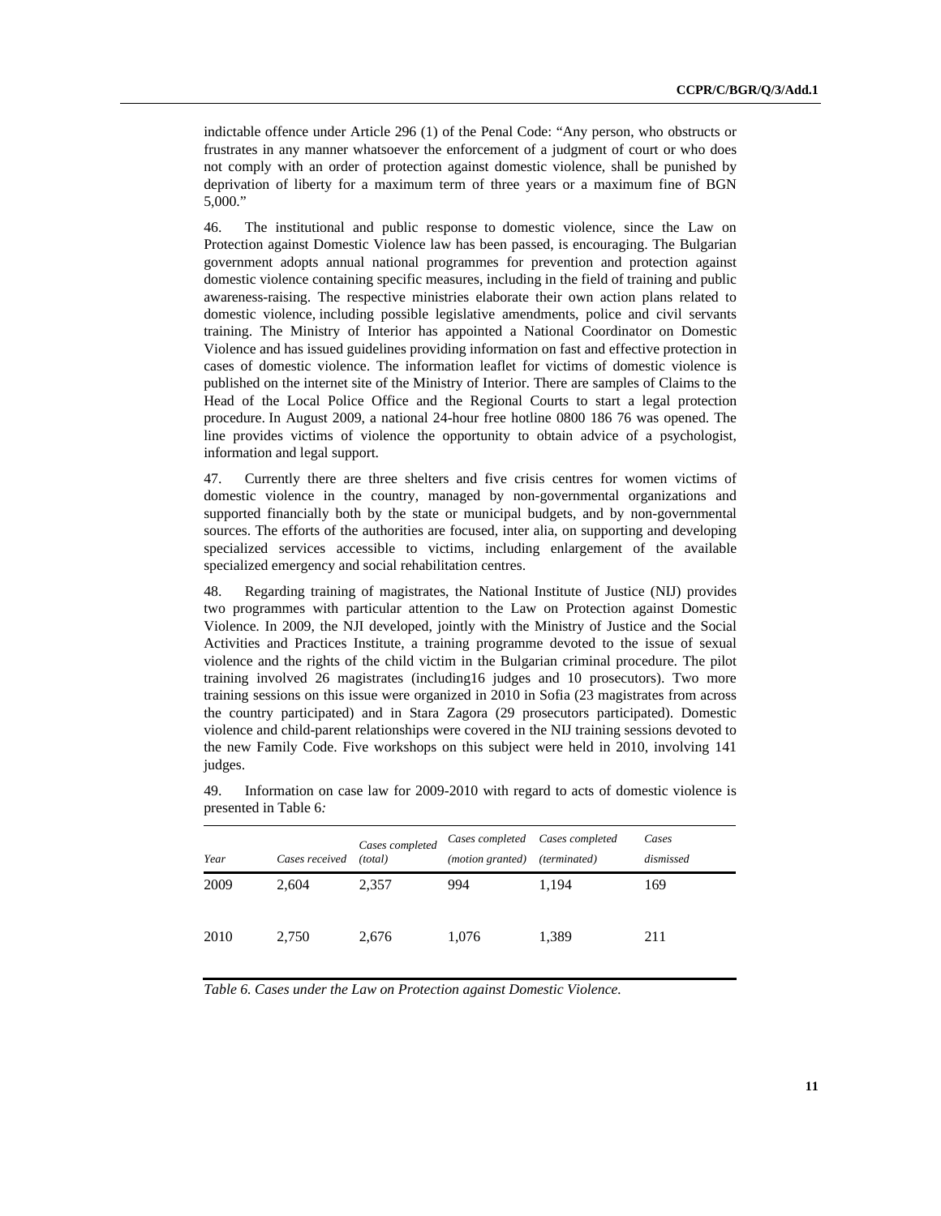indictable offence under Article 296 (1) of the Penal Code: "Any person, who obstructs or frustrates in any manner whatsoever the enforcement of a judgment of court or who does not comply with an order of protection against domestic violence, shall be punished by deprivation of liberty for a maximum term of three years or a maximum fine of BGN 5,000."

46. The institutional and public response to domestic violence, since the Law on Protection against Domestic Violence law has been passed, is encouraging. The Bulgarian government adopts annual national programmes for prevention and protection against domestic violence containing specific measures, including in the field of training and public awareness-raising. The respective ministries elaborate their own action plans related to domestic violence, including possible legislative amendments, police and civil servants training. The Ministry of Interior has appointed a National Coordinator on Domestic Violence and has issued guidelines providing information on fast and effective protection in cases of domestic violence. The information leaflet for victims of domestic violence is published on the internet site of the Ministry of Interior. There are samples of Claims to the Head of the Local Police Office and the Regional Courts to start a legal protection procedure. In August 2009, a national 24-hour free hotline 0800 186 76 was opened. The line provides victims of violence the opportunity to obtain advice of a psychologist, information and legal support.

47. Currently there are three shelters and five crisis centres for women victims of domestic violence in the country, managed by non-governmental organizations and supported financially both by the state or municipal budgets, and by non-governmental sources. The efforts of the authorities are focused, inter alia, on supporting and developing specialized services accessible to victims, including enlargement of the available specialized emergency and social rehabilitation centres.

48. Regarding training of magistrates, the National Institute of Justice (NIJ) provides two programmes with particular attention to the Law on Protection against Domestic Violence. In 2009, the NJI developed, jointly with the Ministry of Justice and the Social Activities and Practices Institute, a training programme devoted to the issue of sexual violence and the rights of the child victim in the Bulgarian criminal procedure. The pilot training involved 26 magistrates (including16 judges and 10 prosecutors). Two more training sessions on this issue were organized in 2010 in Sofia (23 magistrates from across the country participated) and in Stara Zagora (29 prosecutors participated). Domestic violence and child-parent relationships were covered in the NIJ training sessions devoted to the new Family Code. Five workshops on this subject were held in 2010, involving 141 judges.

49. Information on case law for 2009-2010 with regard to acts of domestic violence is presented in Table 6*:*

| *Year* | *Cases received* | *Cases completed (total)* | *Cases completed (motion granted)* | *Cases completed (terminated)* | *Cases dismissed* |
|---|---|---|---|---|---|
| 2009 | 2,604 | 2,357 | 994 | 1,194 | 169 |
| 2010 | 2,750 | 2,676 | 1,076 | 1,389 | 211 |

*Table 6. Cases under the Law on Protection against Domestic Violence.*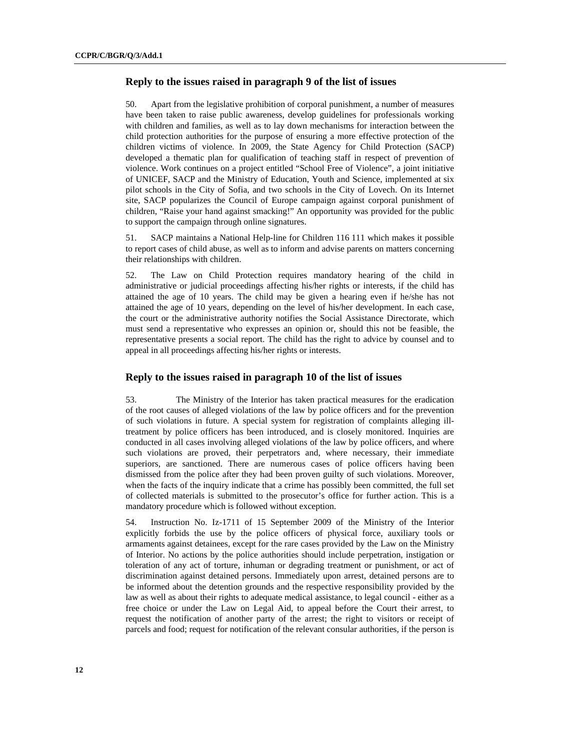## Reply to the issues raised in paragraph 9 of the list of issues

50. Apart from the legislative prohibition of corporal punishment, a number of measures have been taken to raise public awareness, develop guidelines for professionals working with children and families, as well as to lay down mechanisms for interaction between the child protection authorities for the purpose of ensuring a more effective protection of the children victims of violence. In 2009, the State Agency for Child Protection (SACP) developed a thematic plan for qualification of teaching staff in respect of prevention of violence. Work continues on a project entitled "School Free of Violence", a joint initiative of UNICEF, SACP and the Ministry of Education, Youth and Science, implemented at six pilot schools in the City of Sofia, and two schools in the City of Lovech. On its Internet site, SACP popularizes the Council of Europe campaign against corporal punishment of children, "Raise your hand against smacking!" An opportunity was provided for the public to support the campaign through online signatures.

51. SACP maintains a National Help-line for Children 116 111 which makes it possible to report cases of child abuse, as well as to inform and advise parents on matters concerning their relationships with children.

52. The Law on Child Protection requires mandatory hearing of the child in administrative or judicial proceedings affecting his/her rights or interests, if the child has attained the age of 10 years. The child may be given a hearing even if he/she has not attained the age of 10 years, depending on the level of his/her development. In each case, the court or the administrative authority notifies the Social Assistance Directorate, which must send a representative who expresses an opinion or, should this not be feasible, the representative presents a social report. The child has the right to advice by counsel and to appeal in all proceedings affecting his/her rights or interests.

## Reply to the issues raised in paragraph 10 of the list of issues

53. The Ministry of the Interior has taken practical measures for the eradication of the root causes of alleged violations of the law by police officers and for the prevention of such violations in future. A special system for registration of complaints alleging ill-treatment by police officers has been introduced, and is closely monitored. Inquiries are conducted in all cases involving alleged violations of the law by police officers, and where such violations are proved, their perpetrators and, where necessary, their immediate superiors, are sanctioned. There are numerous cases of police officers having been dismissed from the police after they had been proven guilty of such violations. Moreover, when the facts of the inquiry indicate that a crime has possibly been committed, the full set of collected materials is submitted to the prosecutor's office for further action. This is a mandatory procedure which is followed without exception.

54. Instruction No. Iz-1711 of 15 September 2009 of the Ministry of the Interior explicitly forbids the use by the police officers of physical force, auxiliary tools or armaments against detainees, except for the rare cases provided by the Law on the Ministry of Interior. No actions by the police authorities should include perpetration, instigation or toleration of any act of torture, inhuman or degrading treatment or punishment, or act of discrimination against detained persons. Immediately upon arrest, detained persons are to be informed about the detention grounds and the respective responsibility provided by the law as well as about their rights to adequate medical assistance, to legal council - either as a free choice or under the Law on Legal Aid, to appeal before the Court their arrest, to request the notification of another party of the arrest; the right to visitors or receipt of parcels and food; request for notification of the relevant consular authorities, if the person is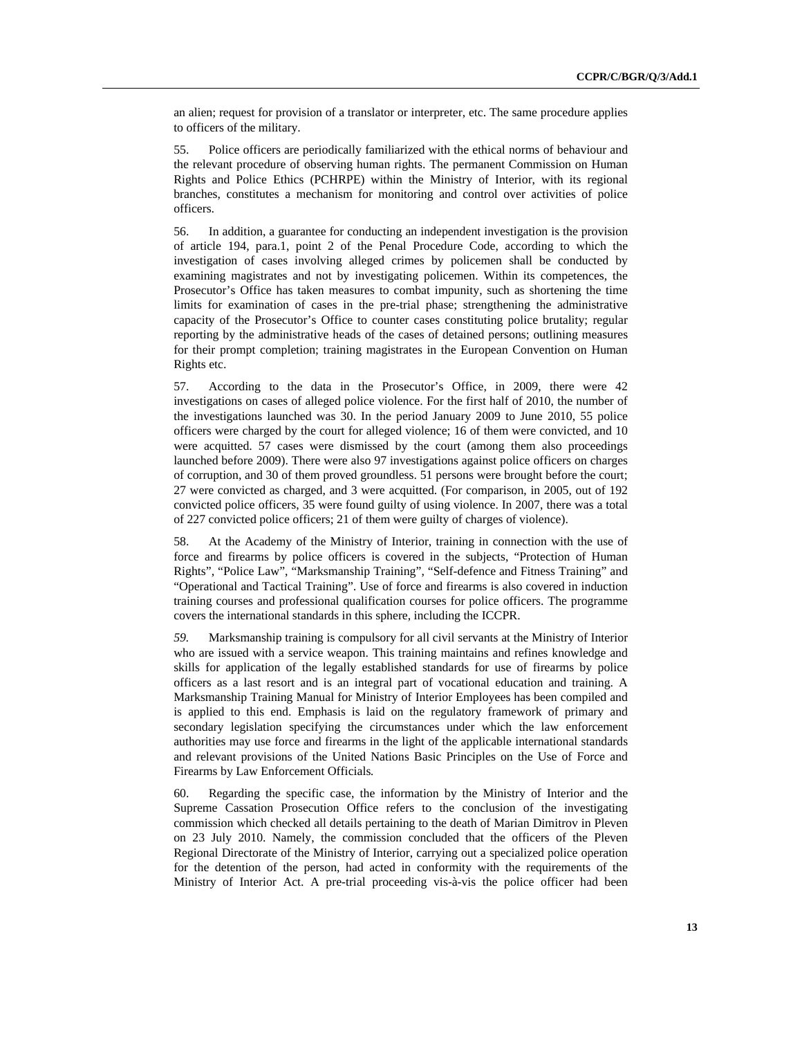an alien; request for provision of a translator or interpreter, etc. The same procedure applies to officers of the military.

55. Police officers are periodically familiarized with the ethical norms of behaviour and the relevant procedure of observing human rights. The permanent Commission on Human Rights and Police Ethics (PCHRPE) within the Ministry of Interior, with its regional branches, constitutes a mechanism for monitoring and control over activities of police officers.

56. In addition, a guarantee for conducting an independent investigation is the provision of article 194, para.1, point 2 of the Penal Procedure Code, according to which the investigation of cases involving alleged crimes by policemen shall be conducted by examining magistrates and not by investigating policemen. Within its competences, the Prosecutor's Office has taken measures to combat impunity, such as shortening the time limits for examination of cases in the pre-trial phase; strengthening the administrative capacity of the Prosecutor's Office to counter cases constituting police brutality; regular reporting by the administrative heads of the cases of detained persons; outlining measures for their prompt completion; training magistrates in the European Convention on Human Rights etc.

57. According to the data in the Prosecutor's Office, in 2009, there were 42 investigations on cases of alleged police violence. For the first half of 2010, the number of the investigations launched was 30. In the period January 2009 to June 2010, 55 police officers were charged by the court for alleged violence; 16 of them were convicted, and 10 were acquitted. 57 cases were dismissed by the court (among them also proceedings launched before 2009). There were also 97 investigations against police officers on charges of corruption, and 30 of them proved groundless. 51 persons were brought before the court; 27 were convicted as charged, and 3 were acquitted. (For comparison, in 2005, out of 192 convicted police officers, 35 were found guilty of using violence. In 2007, there was a total of 227 convicted police officers; 21 of them were guilty of charges of violence).

58. At the Academy of the Ministry of Interior, training in connection with the use of force and firearms by police officers is covered in the subjects, "Protection of Human Rights", "Police Law", "Marksmanship Training", "Self-defence and Fitness Training" and "Operational and Tactical Training". Use of force and firearms is also covered in induction training courses and professional qualification courses for police officers. The programme covers the international standards in this sphere, including the ICCPR.

*59.* Marksmanship training is compulsory for all civil servants at the Ministry of Interior who are issued with a service weapon. This training maintains and refines knowledge and skills for application of the legally established standards for use of firearms by police officers as a last resort and is an integral part of vocational education and training. A Marksmanship Training Manual for Ministry of Interior Employees has been compiled and is applied to this end. Emphasis is laid on the regulatory framework of primary and secondary legislation specifying the circumstances under which the law enforcement authorities may use force and firearms in the light of the applicable international standards and relevant provisions of the United Nations Basic Principles on the Use of Force and Firearms by Law Enforcement Officials*.*

60. Regarding the specific case, the information by the Ministry of Interior and the Supreme Cassation Prosecution Office refers to the conclusion of the investigating commission which checked all details pertaining to the death of Marian Dimitrov in Pleven on 23 July 2010. Namely, the commission concluded that the officers of the Pleven Regional Directorate of the Ministry of Interior, carrying out a specialized police operation for the detention of the person, had acted in conformity with the requirements of the Ministry of Interior Act. A pre-trial proceeding vis-à-vis the police officer had been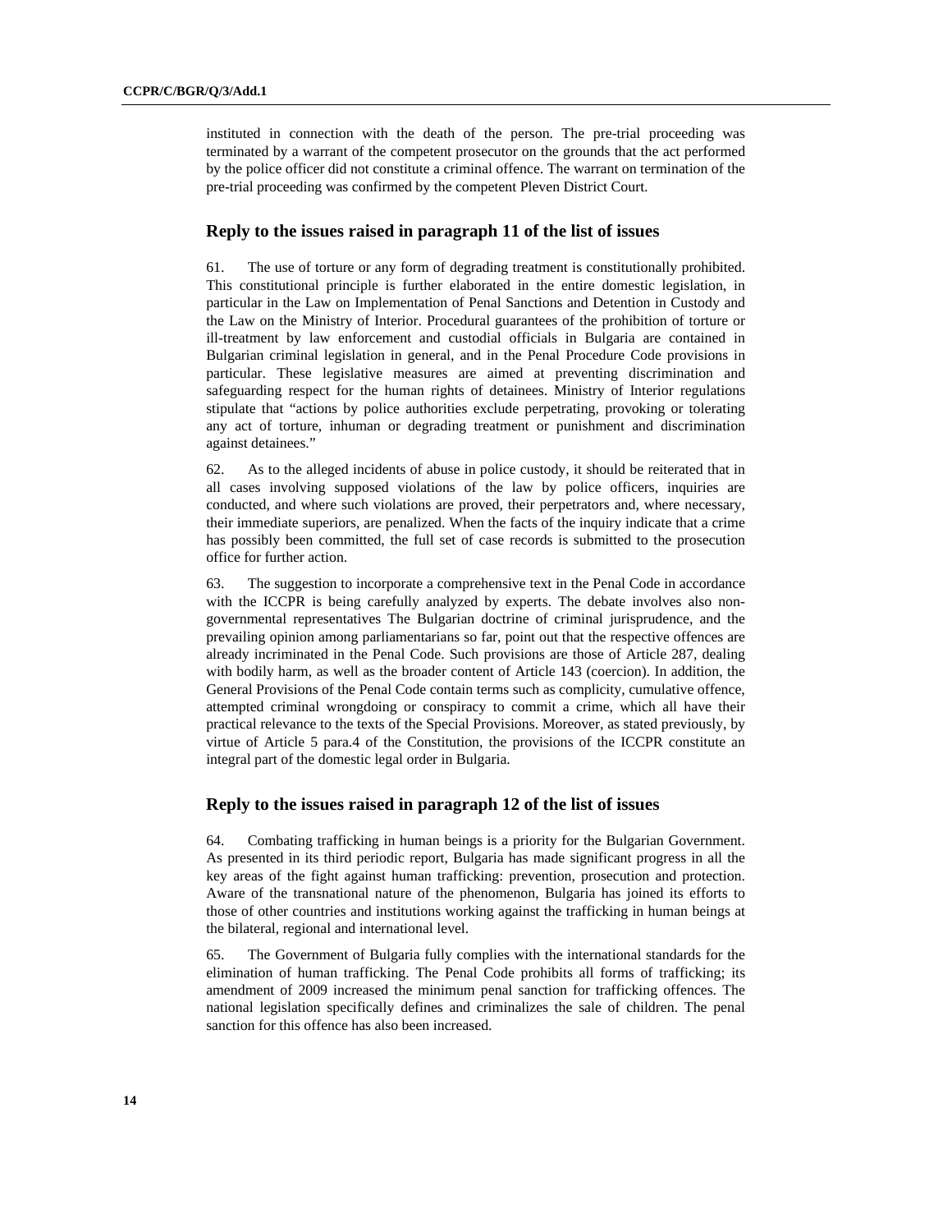instituted in connection with the death of the person. The pre-trial proceeding was terminated by a warrant of the competent prosecutor on the grounds that the act performed by the police officer did not constitute a criminal offence. The warrant on termination of the pre-trial proceeding was confirmed by the competent Pleven District Court.

### Reply to the issues raised in paragraph 11 of the list of issues

61. The use of torture or any form of degrading treatment is constitutionally prohibited. This constitutional principle is further elaborated in the entire domestic legislation, in particular in the Law on Implementation of Penal Sanctions and Detention in Custody and the Law on the Ministry of Interior. Procedural guarantees of the prohibition of torture or ill-treatment by law enforcement and custodial officials in Bulgaria are contained in Bulgarian criminal legislation in general, and in the Penal Procedure Code provisions in particular. These legislative measures are aimed at preventing discrimination and safeguarding respect for the human rights of detainees. Ministry of Interior regulations stipulate that "actions by police authorities exclude perpetrating, provoking or tolerating any act of torture, inhuman or degrading treatment or punishment and discrimination against detainees."

62. As to the alleged incidents of abuse in police custody, it should be reiterated that in all cases involving supposed violations of the law by police officers, inquiries are conducted, and where such violations are proved, their perpetrators and, where necessary, their immediate superiors, are penalized. When the facts of the inquiry indicate that a crime has possibly been committed, the full set of case records is submitted to the prosecution office for further action.

63. The suggestion to incorporate a comprehensive text in the Penal Code in accordance with the ICCPR is being carefully analyzed by experts. The debate involves also non-governmental representatives The Bulgarian doctrine of criminal jurisprudence, and the prevailing opinion among parliamentarians so far, point out that the respective offences are already incriminated in the Penal Code. Such provisions are those of Article 287, dealing with bodily harm, as well as the broader content of Article 143 (coercion). In addition, the General Provisions of the Penal Code contain terms such as complicity, cumulative offence, attempted criminal wrongdoing or conspiracy to commit a crime, which all have their practical relevance to the texts of the Special Provisions. Moreover, as stated previously, by virtue of Article 5 para.4 of the Constitution, the provisions of the ICCPR constitute an integral part of the domestic legal order in Bulgaria.

### Reply to the issues raised in paragraph 12 of the list of issues

64. Combating trafficking in human beings is a priority for the Bulgarian Government. As presented in its third periodic report, Bulgaria has made significant progress in all the key areas of the fight against human trafficking: prevention, prosecution and protection. Aware of the transnational nature of the phenomenon, Bulgaria has joined its efforts to those of other countries and institutions working against the trafficking in human beings at the bilateral, regional and international level.

65. The Government of Bulgaria fully complies with the international standards for the elimination of human trafficking. The Penal Code prohibits all forms of trafficking; its amendment of 2009 increased the minimum penal sanction for trafficking offences. The national legislation specifically defines and criminalizes the sale of children. The penal sanction for this offence has also been increased.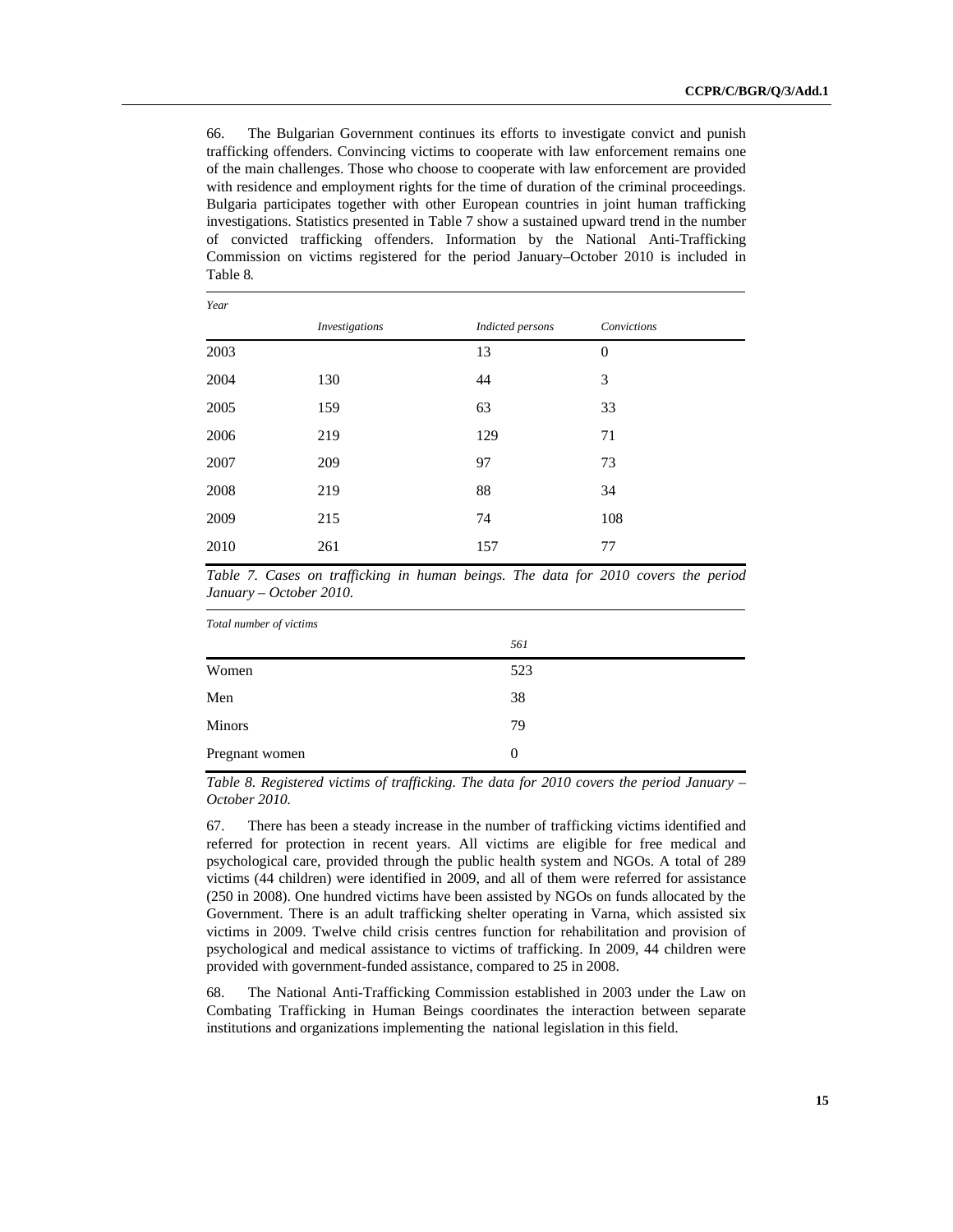66. The Bulgarian Government continues its efforts to investigate convict and punish trafficking offenders. Convincing victims to cooperate with law enforcement remains one of the main challenges. Those who choose to cooperate with law enforcement are provided with residence and employment rights for the time of duration of the criminal proceedings. Bulgaria participates together with other European countries in joint human trafficking investigations. Statistics presented in Table 7 show a sustained upward trend in the number of convicted trafficking offenders. Information by the National Anti-Trafficking Commission on victims registered for the period January–October 2010 is included in Table 8.

| *Year* | *Investigations* | *Indicted persons* | *Convictions* |
|---|---|---|---|
| 2003 | | 13 | 0 |
| 2004 | 130 | 44 | 3 |
| 2005 | 159 | 63 | 33 |
| 2006 | 219 | 129 | 71 |
| 2007 | 209 | 97 | 73 |
| 2008 | 219 | 88 | 34 |
| 2009 | 215 | 74 | 108 |
| 2010 | 261 | 157 | 77 |

*Table 7. Cases on trafficking in human beings. The data for 2010 covers the period January – October 2010.*

| *Total number of victims* | *561* |
|---|---|
| Women | 523 |
| Men | 38 |
| Minors | 79 |
| Pregnant women | 0 |

*Table 8. Registered victims of trafficking. The data for 2010 covers the period January – October 2010.*

67. There has been a steady increase in the number of trafficking victims identified and referred for protection in recent years. All victims are eligible for free medical and psychological care, provided through the public health system and NGOs. A total of 289 victims (44 children) were identified in 2009, and all of them were referred for assistance (250 in 2008). One hundred victims have been assisted by NGOs on funds allocated by the Government. There is an adult trafficking shelter operating in Varna, which assisted six victims in 2009. Twelve child crisis centres function for rehabilitation and provision of psychological and medical assistance to victims of trafficking. In 2009, 44 children were provided with government-funded assistance, compared to 25 in 2008.

68. The National Anti-Trafficking Commission established in 2003 under the Law on Combating Trafficking in Human Beings coordinates the interaction between separate institutions and organizations implementing the national legislation in this field.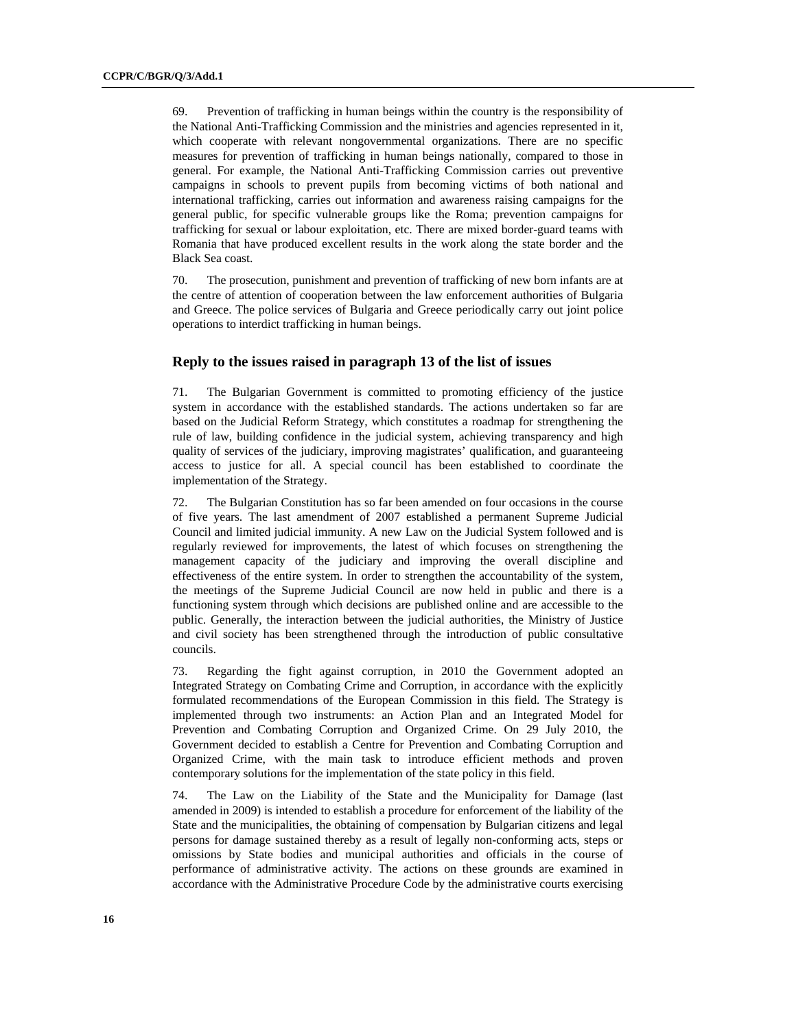69. Prevention of trafficking in human beings within the country is the responsibility of the National Anti-Trafficking Commission and the ministries and agencies represented in it, which cooperate with relevant nongovernmental organizations. There are no specific measures for prevention of trafficking in human beings nationally, compared to those in general. For example, the National Anti-Trafficking Commission carries out preventive campaigns in schools to prevent pupils from becoming victims of both national and international trafficking, carries out information and awareness raising campaigns for the general public, for specific vulnerable groups like the Roma; prevention campaigns for trafficking for sexual or labour exploitation, etc. There are mixed border-guard teams with Romania that have produced excellent results in the work along the state border and the Black Sea coast.

70. The prosecution, punishment and prevention of trafficking of new born infants are at the centre of attention of cooperation between the law enforcement authorities of Bulgaria and Greece. The police services of Bulgaria and Greece periodically carry out joint police operations to interdict trafficking in human beings.

### Reply to the issues raised in paragraph 13 of the list of issues

71. The Bulgarian Government is committed to promoting efficiency of the justice system in accordance with the established standards. The actions undertaken so far are based on the Judicial Reform Strategy, which constitutes a roadmap for strengthening the rule of law, building confidence in the judicial system, achieving transparency and high quality of services of the judiciary, improving magistrates' qualification, and guaranteeing access to justice for all. A special council has been established to coordinate the implementation of the Strategy.

72. The Bulgarian Constitution has so far been amended on four occasions in the course of five years. The last amendment of 2007 established a permanent Supreme Judicial Council and limited judicial immunity. A new Law on the Judicial System followed and is regularly reviewed for improvements, the latest of which focuses on strengthening the management capacity of the judiciary and improving the overall discipline and effectiveness of the entire system. In order to strengthen the accountability of the system, the meetings of the Supreme Judicial Council are now held in public and there is a functioning system through which decisions are published online and are accessible to the public. Generally, the interaction between the judicial authorities, the Ministry of Justice and civil society has been strengthened through the introduction of public consultative councils.

73. Regarding the fight against corruption, in 2010 the Government adopted an Integrated Strategy on Combating Crime and Corruption, in accordance with the explicitly formulated recommendations of the European Commission in this field. The Strategy is implemented through two instruments: an Action Plan and an Integrated Model for Prevention and Combating Corruption and Organized Crime. On 29 July 2010, the Government decided to establish a Centre for Prevention and Combating Corruption and Organized Crime, with the main task to introduce efficient methods and proven contemporary solutions for the implementation of the state policy in this field.

74. The Law on the Liability of the State and the Municipality for Damage (last amended in 2009) is intended to establish a procedure for enforcement of the liability of the State and the municipalities, the obtaining of compensation by Bulgarian citizens and legal persons for damage sustained thereby as a result of legally non-conforming acts, steps or omissions by State bodies and municipal authorities and officials in the course of performance of administrative activity. The actions on these grounds are examined in accordance with the Administrative Procedure Code by the administrative courts exercising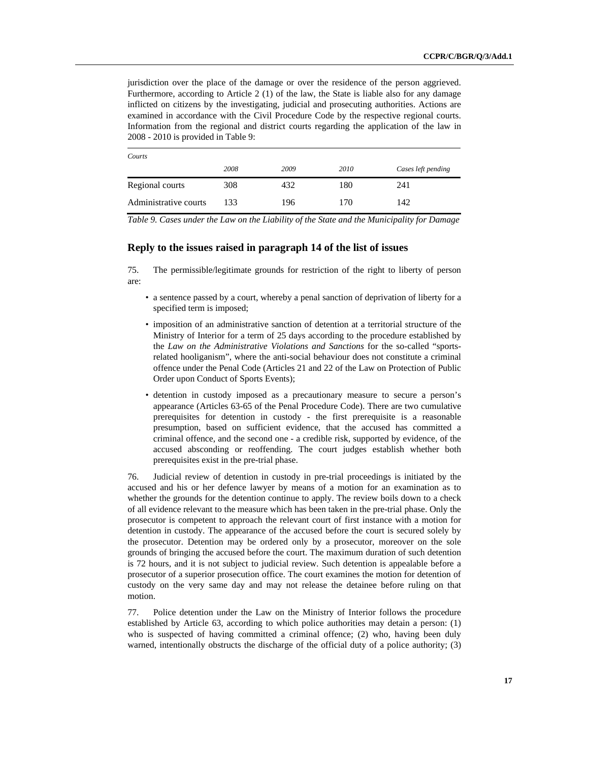jurisdiction over the place of the damage or over the residence of the person aggrieved. Furthermore, according to Article 2 (1) of the law, the State is liable also for any damage inflicted on citizens by the investigating, judicial and prosecuting authorities. Actions are examined in accordance with the Civil Procedure Code by the respective regional courts. Information from the regional and district courts regarding the application of the law in 2008 - 2010 is provided in Table 9:

| *Courts* | *2008* | *2009* | *2010* | *Cases left pending* |
|---|---|---|---|---|
| Regional courts | 308 | 432 | 180 | 241 |
| Administrative courts | 133 | 196 | 170 | 142 |

*Table 9. Cases under the Law on the Liability of the State and the Municipality for Damage*

## Reply to the issues raised in paragraph 14 of the list of issues

75. The permissible/legitimate grounds for restriction of the right to liberty of person are:

- a sentence passed by a court, whereby a penal sanction of deprivation of liberty for a specified term is imposed;
- imposition of an administrative sanction of detention at a territorial structure of the Ministry of Interior for a term of 25 days according to the procedure established by the *Law on the Administrative Violations and Sanctions* for the so-called "sports-related hooliganism", where the anti-social behaviour does not constitute a criminal offence under the Penal Code (Articles 21 and 22 of the Law on Protection of Public Order upon Conduct of Sports Events);
- detention in custody imposed as a precautionary measure to secure a person's appearance (Articles 63-65 of the Penal Procedure Code). There are two cumulative prerequisites for detention in custody - the first prerequisite is a reasonable presumption, based on sufficient evidence, that the accused has committed a criminal offence, and the second one - a credible risk, supported by evidence, of the accused absconding or reoffending. The court judges establish whether both prerequisites exist in the pre-trial phase.

76. Judicial review of detention in custody in pre-trial proceedings is initiated by the accused and his or her defence lawyer by means of a motion for an examination as to whether the grounds for the detention continue to apply. The review boils down to a check of all evidence relevant to the measure which has been taken in the pre-trial phase. Only the prosecutor is competent to approach the relevant court of first instance with a motion for detention in custody. The appearance of the accused before the court is secured solely by the prosecutor. Detention may be ordered only by a prosecutor, moreover on the sole grounds of bringing the accused before the court. The maximum duration of such detention is 72 hours, and it is not subject to judicial review. Such detention is appealable before a prosecutor of a superior prosecution office. The court examines the motion for detention of custody on the very same day and may not release the detainee before ruling on that motion.

77. Police detention under the Law on the Ministry of Interior follows the procedure established by Article 63, according to which police authorities may detain a person: (1) who is suspected of having committed a criminal offence; (2) who, having been duly warned, intentionally obstructs the discharge of the official duty of a police authority; (3)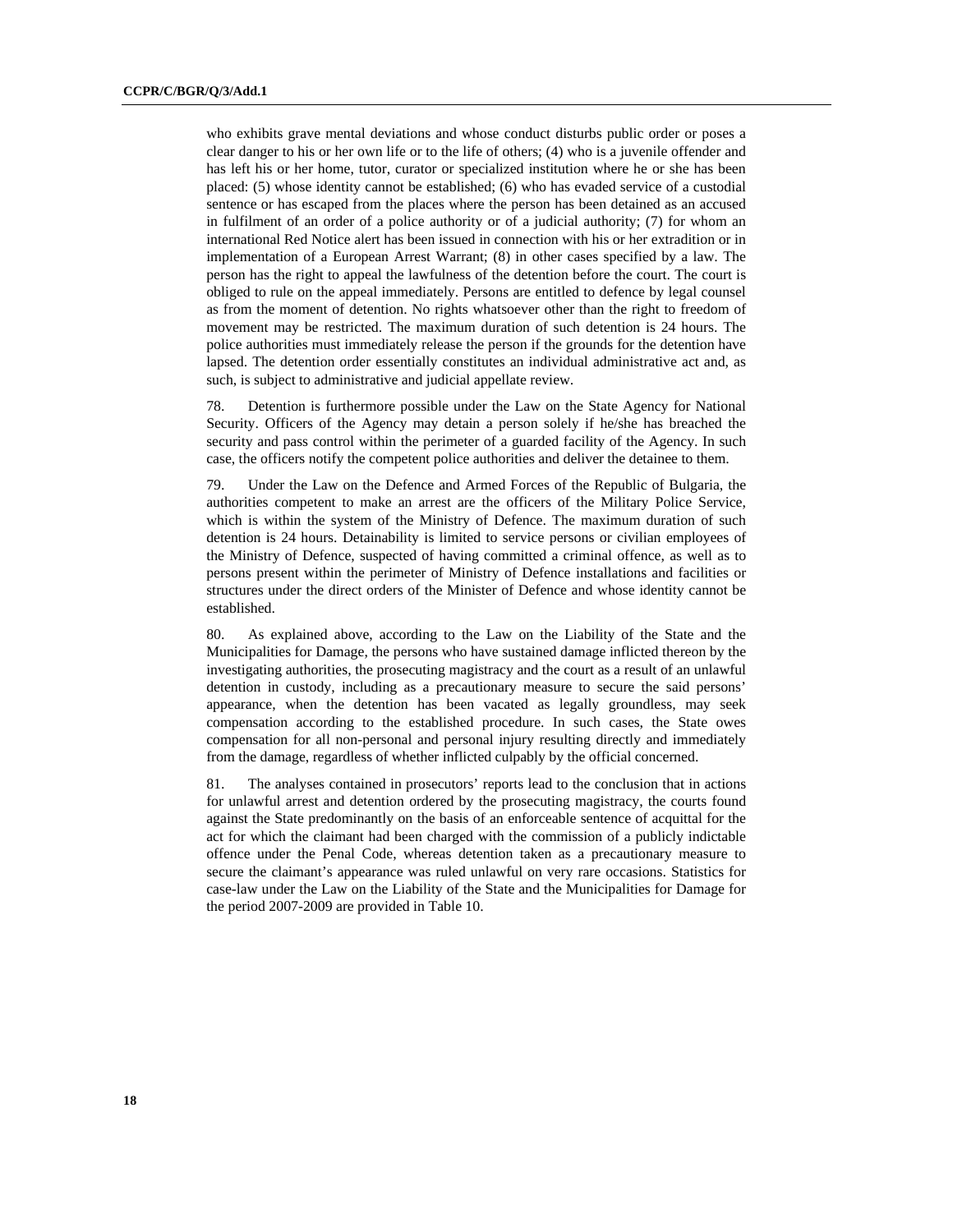who exhibits grave mental deviations and whose conduct disturbs public order or poses a clear danger to his or her own life or to the life of others; (4) who is a juvenile offender and has left his or her home, tutor, curator or specialized institution where he or she has been placed: (5) whose identity cannot be established; (6) who has evaded service of a custodial sentence or has escaped from the places where the person has been detained as an accused in fulfilment of an order of a police authority or of a judicial authority; (7) for whom an international Red Notice alert has been issued in connection with his or her extradition or in implementation of a European Arrest Warrant; (8) in other cases specified by a law. The person has the right to appeal the lawfulness of the detention before the court. The court is obliged to rule on the appeal immediately. Persons are entitled to defence by legal counsel as from the moment of detention. No rights whatsoever other than the right to freedom of movement may be restricted. The maximum duration of such detention is 24 hours. The police authorities must immediately release the person if the grounds for the detention have lapsed. The detention order essentially constitutes an individual administrative act and, as such, is subject to administrative and judicial appellate review.

78. Detention is furthermore possible under the Law on the State Agency for National Security. Officers of the Agency may detain a person solely if he/she has breached the security and pass control within the perimeter of a guarded facility of the Agency. In such case, the officers notify the competent police authorities and deliver the detainee to them.

79. Under the Law on the Defence and Armed Forces of the Republic of Bulgaria, the authorities competent to make an arrest are the officers of the Military Police Service, which is within the system of the Ministry of Defence. The maximum duration of such detention is 24 hours. Detainability is limited to service persons or civilian employees of the Ministry of Defence, suspected of having committed a criminal offence, as well as to persons present within the perimeter of Ministry of Defence installations and facilities or structures under the direct orders of the Minister of Defence and whose identity cannot be established.

80. As explained above, according to the Law on the Liability of the State and the Municipalities for Damage, the persons who have sustained damage inflicted thereon by the investigating authorities, the prosecuting magistracy and the court as a result of an unlawful detention in custody, including as a precautionary measure to secure the said persons' appearance, when the detention has been vacated as legally groundless, may seek compensation according to the established procedure. In such cases, the State owes compensation for all non-personal and personal injury resulting directly and immediately from the damage, regardless of whether inflicted culpably by the official concerned.

81. The analyses contained in prosecutors' reports lead to the conclusion that in actions for unlawful arrest and detention ordered by the prosecuting magistracy, the courts found against the State predominantly on the basis of an enforceable sentence of acquittal for the act for which the claimant had been charged with the commission of a publicly indictable offence under the Penal Code, whereas detention taken as a precautionary measure to secure the claimant's appearance was ruled unlawful on very rare occasions. Statistics for case-law under the Law on the Liability of the State and the Municipalities for Damage for the period 2007-2009 are provided in Table 10.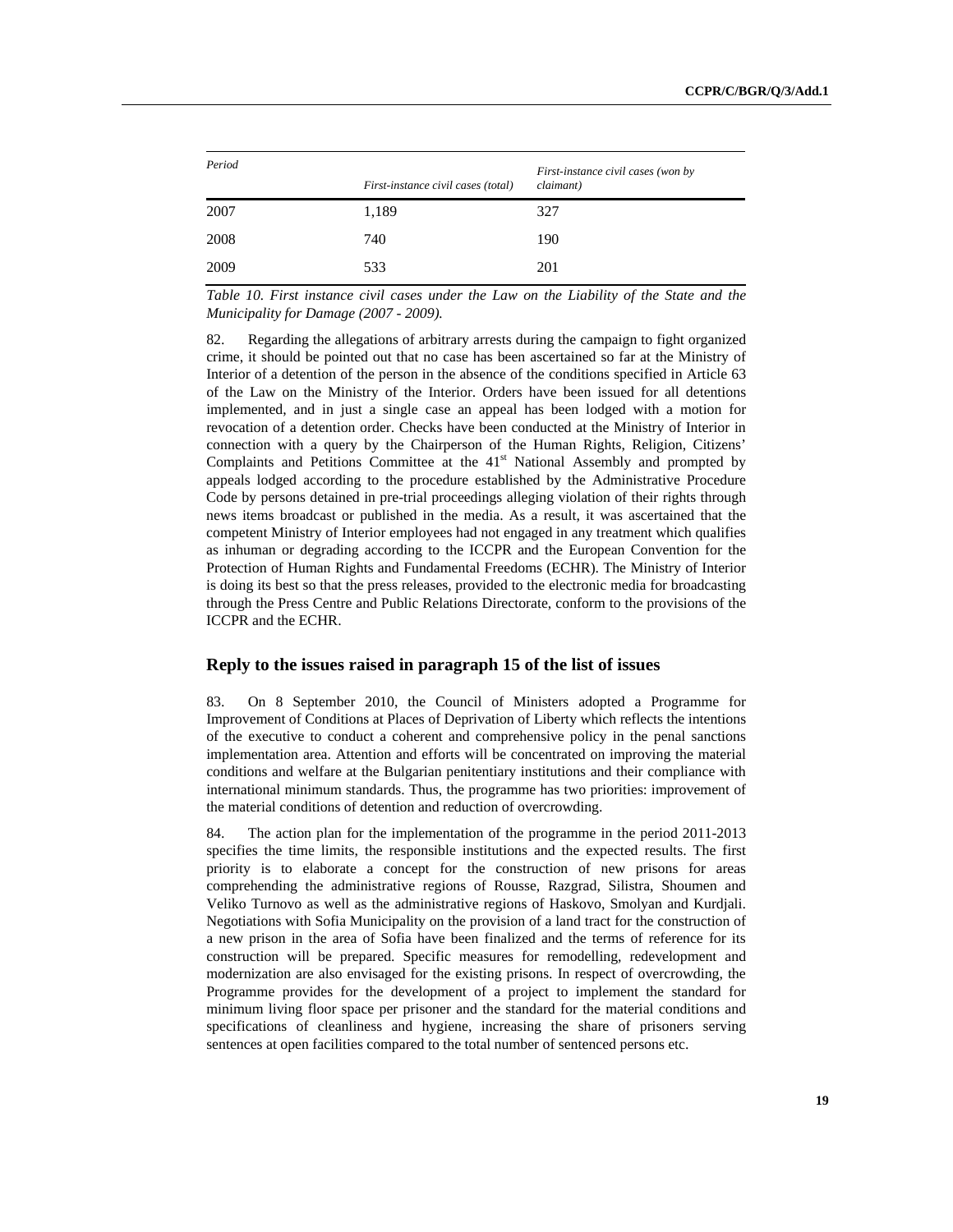| *Period* | *First-instance civil cases (total)* | *First-instance civil cases (won by claimant)* |
|---|---|---|
| 2007 | 1,189 | 327 |
| 2008 | 740 | 190 |
| 2009 | 533 | 201 |

*Table 10. First instance civil cases under the Law on the Liability of the State and the Municipality for Damage (2007 - 2009).*

82. Regarding the allegations of arbitrary arrests during the campaign to fight organized crime, it should be pointed out that no case has been ascertained so far at the Ministry of Interior of a detention of the person in the absence of the conditions specified in Article 63 of the Law on the Ministry of the Interior. Orders have been issued for all detentions implemented, and in just a single case an appeal has been lodged with a motion for revocation of a detention order. Checks have been conducted at the Ministry of Interior in connection with a query by the Chairperson of the Human Rights, Religion, Citizens' Complaints and Petitions Committee at the 41st National Assembly and prompted by appeals lodged according to the procedure established by the Administrative Procedure Code by persons detained in pre-trial proceedings alleging violation of their rights through news items broadcast or published in the media. As a result, it was ascertained that the competent Ministry of Interior employees had not engaged in any treatment which qualifies as inhuman or degrading according to the ICCPR and the European Convention for the Protection of Human Rights and Fundamental Freedoms (ECHR). The Ministry of Interior is doing its best so that the press releases, provided to the electronic media for broadcasting through the Press Centre and Public Relations Directorate, conform to the provisions of the ICCPR and the ECHR.

## Reply to the issues raised in paragraph 15 of the list of issues

83. On 8 September 2010, the Council of Ministers adopted a Programme for Improvement of Conditions at Places of Deprivation of Liberty which reflects the intentions of the executive to conduct a coherent and comprehensive policy in the penal sanctions implementation area. Attention and efforts will be concentrated on improving the material conditions and welfare at the Bulgarian penitentiary institutions and their compliance with international minimum standards. Thus, the programme has two priorities: improvement of the material conditions of detention and reduction of overcrowding.

84. The action plan for the implementation of the programme in the period 2011-2013 specifies the time limits, the responsible institutions and the expected results. The first priority is to elaborate a concept for the construction of new prisons for areas comprehending the administrative regions of Rousse, Razgrad, Silistra, Shoumen and Veliko Turnovo as well as the administrative regions of Haskovo, Smolyan and Kurdjali. Negotiations with Sofia Municipality on the provision of a land tract for the construction of a new prison in the area of Sofia have been finalized and the terms of reference for its construction will be prepared. Specific measures for remodelling, redevelopment and modernization are also envisaged for the existing prisons. In respect of overcrowding, the Programme provides for the development of a project to implement the standard for minimum living floor space per prisoner and the standard for the material conditions and specifications of cleanliness and hygiene, increasing the share of prisoners serving sentences at open facilities compared to the total number of sentenced persons etc.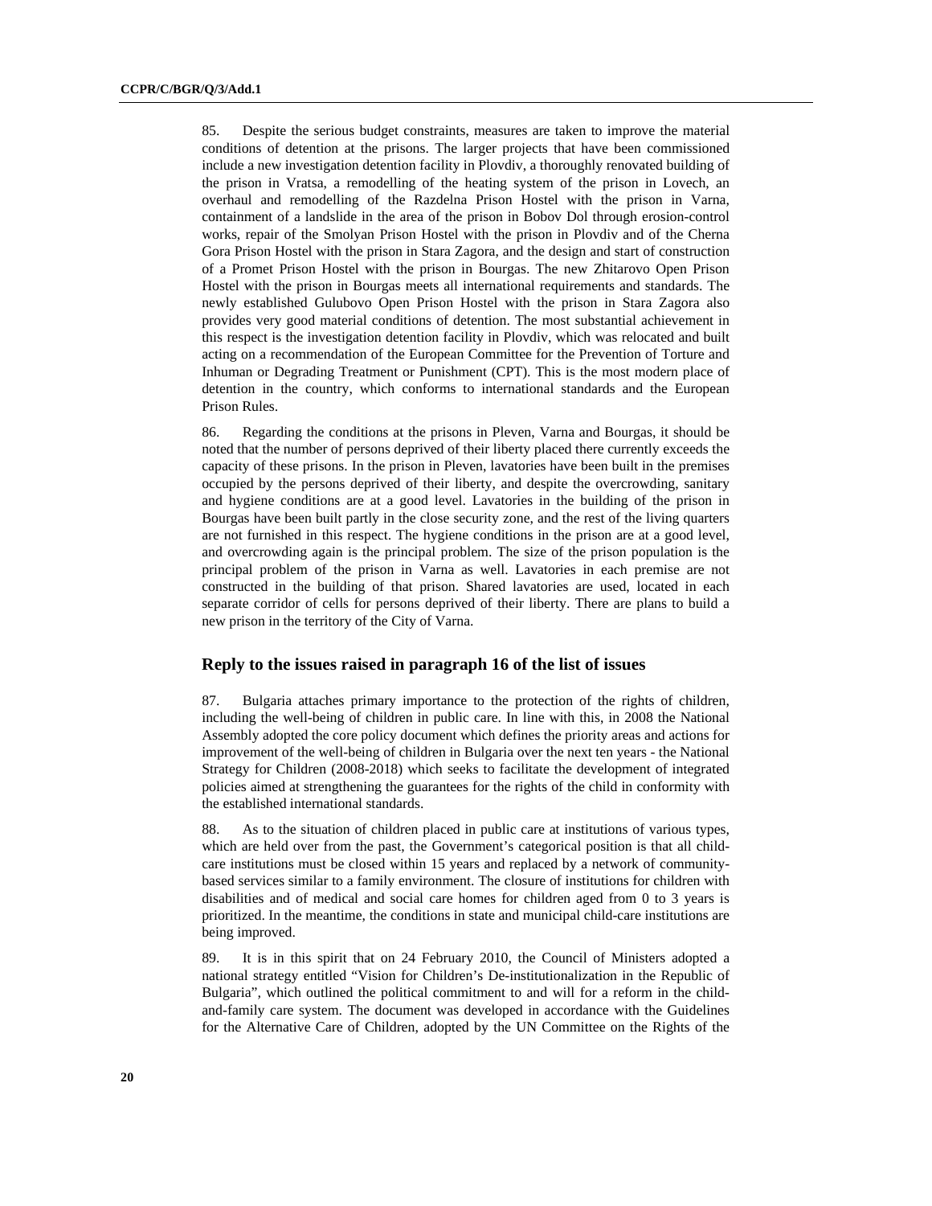85. Despite the serious budget constraints, measures are taken to improve the material conditions of detention at the prisons. The larger projects that have been commissioned include a new investigation detention facility in Plovdiv, a thoroughly renovated building of the prison in Vratsa, a remodelling of the heating system of the prison in Lovech, an overhaul and remodelling of the Razdelna Prison Hostel with the prison in Varna, containment of a landslide in the area of the prison in Bobov Dol through erosion-control works, repair of the Smolyan Prison Hostel with the prison in Plovdiv and of the Cherna Gora Prison Hostel with the prison in Stara Zagora, and the design and start of construction of a Promet Prison Hostel with the prison in Bourgas. The new Zhitarovo Open Prison Hostel with the prison in Bourgas meets all international requirements and standards. The newly established Gulubovo Open Prison Hostel with the prison in Stara Zagora also provides very good material conditions of detention. The most substantial achievement in this respect is the investigation detention facility in Plovdiv, which was relocated and built acting on a recommendation of the European Committee for the Prevention of Torture and Inhuman or Degrading Treatment or Punishment (CPT). This is the most modern place of detention in the country, which conforms to international standards and the European Prison Rules.

86. Regarding the conditions at the prisons in Pleven, Varna and Bourgas, it should be noted that the number of persons deprived of their liberty placed there currently exceeds the capacity of these prisons. In the prison in Pleven, lavatories have been built in the premises occupied by the persons deprived of their liberty, and despite the overcrowding, sanitary and hygiene conditions are at a good level. Lavatories in the building of the prison in Bourgas have been built partly in the close security zone, and the rest of the living quarters are not furnished in this respect. The hygiene conditions in the prison are at a good level, and overcrowding again is the principal problem. The size of the prison population is the principal problem of the prison in Varna as well. Lavatories in each premise are not constructed in the building of that prison. Shared lavatories are used, located in each separate corridor of cells for persons deprived of their liberty. There are plans to build a new prison in the territory of the City of Varna.

### Reply to the issues raised in paragraph 16 of the list of issues

87. Bulgaria attaches primary importance to the protection of the rights of children, including the well-being of children in public care. In line with this, in 2008 the National Assembly adopted the core policy document which defines the priority areas and actions for improvement of the well-being of children in Bulgaria over the next ten years - the National Strategy for Children (2008-2018) which seeks to facilitate the development of integrated policies aimed at strengthening the guarantees for the rights of the child in conformity with the established international standards.

88. As to the situation of children placed in public care at institutions of various types, which are held over from the past, the Government's categorical position is that all child-care institutions must be closed within 15 years and replaced by a network of community-based services similar to a family environment. The closure of institutions for children with disabilities and of medical and social care homes for children aged from 0 to 3 years is prioritized. In the meantime, the conditions in state and municipal child-care institutions are being improved.

89. It is in this spirit that on 24 February 2010, the Council of Ministers adopted a national strategy entitled "Vision for Children's De-institutionalization in the Republic of Bulgaria", which outlined the political commitment to and will for a reform in the child-and-family care system. The document was developed in accordance with the Guidelines for the Alternative Care of Children, adopted by the UN Committee on the Rights of the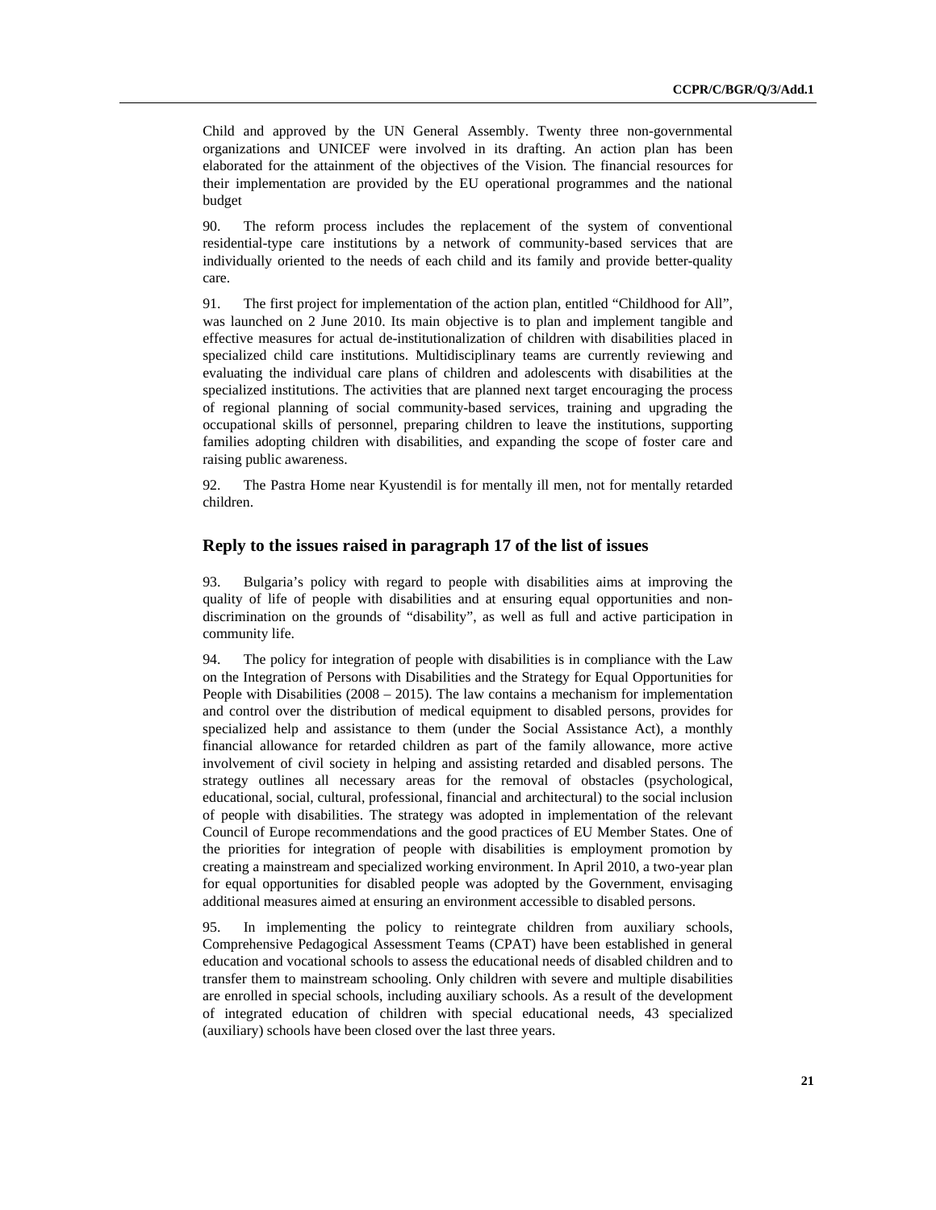Child and approved by the UN General Assembly. Twenty three non-governmental organizations and UNICEF were involved in its drafting. An action plan has been elaborated for the attainment of the objectives of the Vision*.* The financial resources for their implementation are provided by the EU operational programmes and the national budget

90. The reform process includes the replacement of the system of conventional residential-type care institutions by a network of community-based services that are individually oriented to the needs of each child and its family and provide better-quality care.

91. The first project for implementation of the action plan, entitled "Childhood for All", was launched on 2 June 2010. Its main objective is to plan and implement tangible and effective measures for actual de-institutionalization of children with disabilities placed in specialized child care institutions. Multidisciplinary teams are currently reviewing and evaluating the individual care plans of children and adolescents with disabilities at the specialized institutions. The activities that are planned next target encouraging the process of regional planning of social community-based services, training and upgrading the occupational skills of personnel, preparing children to leave the institutions, supporting families adopting children with disabilities, and expanding the scope of foster care and raising public awareness.

92. The Pastra Home near Kyustendil is for mentally ill men, not for mentally retarded children.

## Reply to the issues raised in paragraph 17 of the list of issues

93. Bulgaria's policy with regard to people with disabilities aims at improving the quality of life of people with disabilities and at ensuring equal opportunities and non-discrimination on the grounds of "disability", as well as full and active participation in community life.

94. The policy for integration of people with disabilities is in compliance with the Law on the Integration of Persons with Disabilities and the Strategy for Equal Opportunities for People with Disabilities (2008 – 2015). The law contains a mechanism for implementation and control over the distribution of medical equipment to disabled persons, provides for specialized help and assistance to them (under the Social Assistance Act), a monthly financial allowance for retarded children as part of the family allowance, more active involvement of civil society in helping and assisting retarded and disabled persons. The strategy outlines all necessary areas for the removal of obstacles (psychological, educational, social, cultural, professional, financial and architectural) to the social inclusion of people with disabilities. The strategy was adopted in implementation of the relevant Council of Europe recommendations and the good practices of EU Member States. One of the priorities for integration of people with disabilities is employment promotion by creating a mainstream and specialized working environment. In April 2010, a two-year plan for equal opportunities for disabled people was adopted by the Government, envisaging additional measures aimed at ensuring an environment accessible to disabled persons.

95. In implementing the policy to reintegrate children from auxiliary schools, Comprehensive Pedagogical Assessment Teams (CPAT) have been established in general education and vocational schools to assess the educational needs of disabled children and to transfer them to mainstream schooling. Only children with severe and multiple disabilities are enrolled in special schools, including auxiliary schools. As a result of the development of integrated education of children with special educational needs, 43 specialized (auxiliary) schools have been closed over the last three years.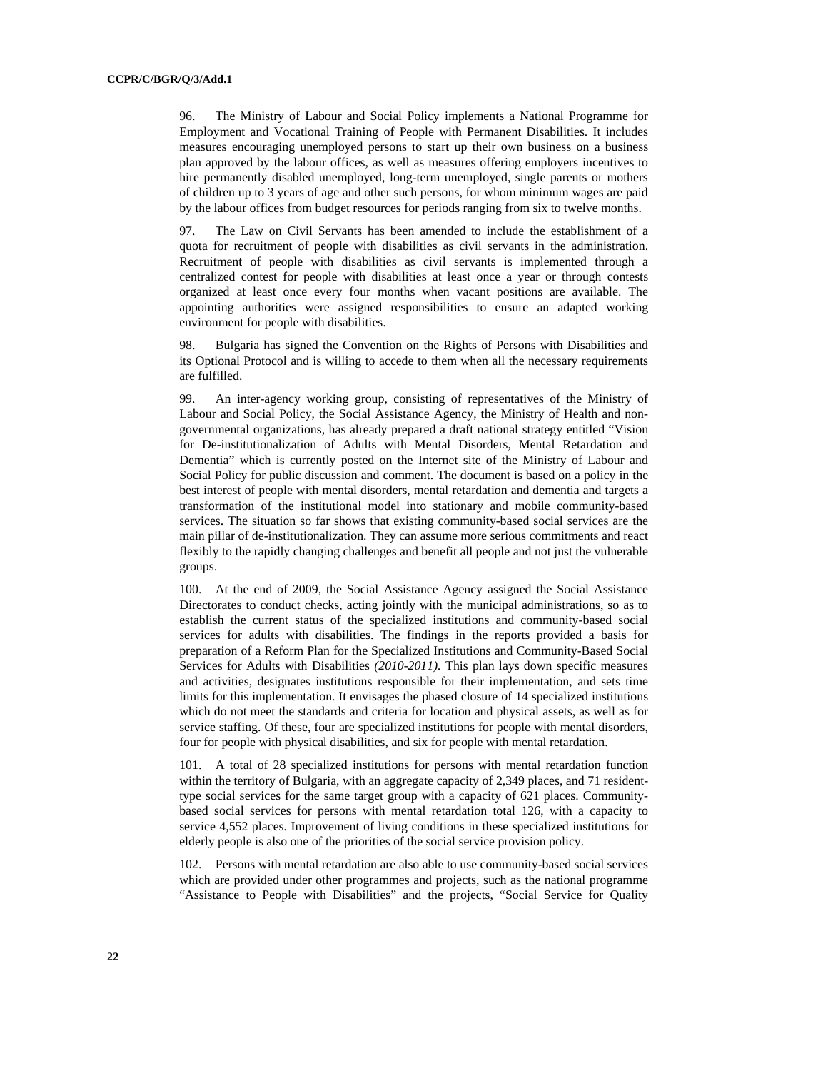96. The Ministry of Labour and Social Policy implements a National Programme for Employment and Vocational Training of People with Permanent Disabilities. It includes measures encouraging unemployed persons to start up their own business on a business plan approved by the labour offices, as well as measures offering employers incentives to hire permanently disabled unemployed, long-term unemployed, single parents or mothers of children up to 3 years of age and other such persons, for whom minimum wages are paid by the labour offices from budget resources for periods ranging from six to twelve months.

97. The Law on Civil Servants has been amended to include the establishment of a quota for recruitment of people with disabilities as civil servants in the administration. Recruitment of people with disabilities as civil servants is implemented through a centralized contest for people with disabilities at least once a year or through contests organized at least once every four months when vacant positions are available. The appointing authorities were assigned responsibilities to ensure an adapted working environment for people with disabilities.

98. Bulgaria has signed the Convention on the Rights of Persons with Disabilities and its Optional Protocol and is willing to accede to them when all the necessary requirements are fulfilled.

99. An inter-agency working group, consisting of representatives of the Ministry of Labour and Social Policy, the Social Assistance Agency, the Ministry of Health and non-governmental organizations, has already prepared a draft national strategy entitled "Vision for De-institutionalization of Adults with Mental Disorders, Mental Retardation and Dementia" which is currently posted on the Internet site of the Ministry of Labour and Social Policy for public discussion and comment. The document is based on a policy in the best interest of people with mental disorders, mental retardation and dementia and targets a transformation of the institutional model into stationary and mobile community-based services. The situation so far shows that existing community-based social services are the main pillar of de-institutionalization. They can assume more serious commitments and react flexibly to the rapidly changing challenges and benefit all people and not just the vulnerable groups.

100. At the end of 2009, the Social Assistance Agency assigned the Social Assistance Directorates to conduct checks, acting jointly with the municipal administrations, so as to establish the current status of the specialized institutions and community-based social services for adults with disabilities. The findings in the reports provided a basis for preparation of a Reform Plan for the Specialized Institutions and Community-Based Social Services for Adults with Disabilities *(2010-2011)*. This plan lays down specific measures and activities, designates institutions responsible for their implementation, and sets time limits for this implementation. It envisages the phased closure of 14 specialized institutions which do not meet the standards and criteria for location and physical assets, as well as for service staffing. Of these, four are specialized institutions for people with mental disorders, four for people with physical disabilities, and six for people with mental retardation.

101. A total of 28 specialized institutions for persons with mental retardation function within the territory of Bulgaria, with an aggregate capacity of 2,349 places, and 71 resident-type social services for the same target group with a capacity of 621 places. Community-based social services for persons with mental retardation total 126, with a capacity to service 4,552 places. Improvement of living conditions in these specialized institutions for elderly people is also one of the priorities of the social service provision policy.

102. Persons with mental retardation are also able to use community-based social services which are provided under other programmes and projects, such as the national programme "Assistance to People with Disabilities" and the projects, "Social Service for Quality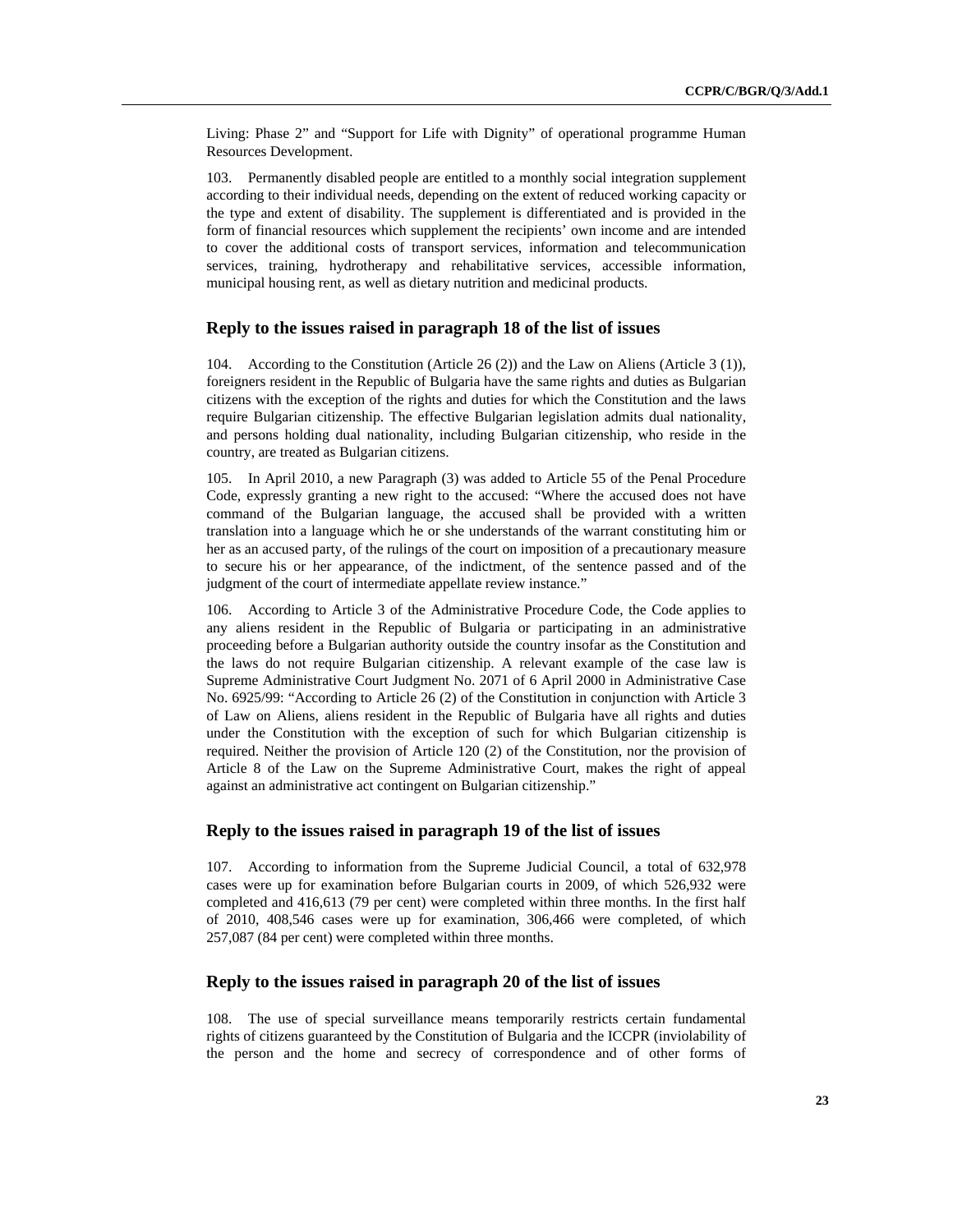Living: Phase 2" and "Support for Life with Dignity" of operational programme Human Resources Development.

103. Permanently disabled people are entitled to a monthly social integration supplement according to their individual needs, depending on the extent of reduced working capacity or the type and extent of disability. The supplement is differentiated and is provided in the form of financial resources which supplement the recipients' own income and are intended to cover the additional costs of transport services, information and telecommunication services, training, hydrotherapy and rehabilitative services, accessible information, municipal housing rent, as well as dietary nutrition and medicinal products.

## Reply to the issues raised in paragraph 18 of the list of issues

104. According to the Constitution (Article 26 (2)) and the Law on Aliens (Article 3 (1)), foreigners resident in the Republic of Bulgaria have the same rights and duties as Bulgarian citizens with the exception of the rights and duties for which the Constitution and the laws require Bulgarian citizenship. The effective Bulgarian legislation admits dual nationality, and persons holding dual nationality, including Bulgarian citizenship, who reside in the country, are treated as Bulgarian citizens.

105. In April 2010, a new Paragraph (3) was added to Article 55 of the Penal Procedure Code, expressly granting a new right to the accused: "Where the accused does not have command of the Bulgarian language, the accused shall be provided with a written translation into a language which he or she understands of the warrant constituting him or her as an accused party, of the rulings of the court on imposition of a precautionary measure to secure his or her appearance, of the indictment, of the sentence passed and of the judgment of the court of intermediate appellate review instance."

106. According to Article 3 of the Administrative Procedure Code, the Code applies to any aliens resident in the Republic of Bulgaria or participating in an administrative proceeding before a Bulgarian authority outside the country insofar as the Constitution and the laws do not require Bulgarian citizenship. A relevant example of the case law is Supreme Administrative Court Judgment No. 2071 of 6 April 2000 in Administrative Case No. 6925/99: "According to Article 26 (2) of the Constitution in conjunction with Article 3 of Law on Aliens, aliens resident in the Republic of Bulgaria have all rights and duties under the Constitution with the exception of such for which Bulgarian citizenship is required. Neither the provision of Article 120 (2) of the Constitution, nor the provision of Article 8 of the Law on the Supreme Administrative Court, makes the right of appeal against an administrative act contingent on Bulgarian citizenship."

## Reply to the issues raised in paragraph 19 of the list of issues

107. According to information from the Supreme Judicial Council, a total of 632,978 cases were up for examination before Bulgarian courts in 2009, of which 526,932 were completed and 416,613 (79 per cent) were completed within three months. In the first half of 2010, 408,546 cases were up for examination, 306,466 were completed, of which 257,087 (84 per cent) were completed within three months.

## Reply to the issues raised in paragraph 20 of the list of issues

108. The use of special surveillance means temporarily restricts certain fundamental rights of citizens guaranteed by the Constitution of Bulgaria and the ICCPR (inviolability of the person and the home and secrecy of correspondence and of other forms of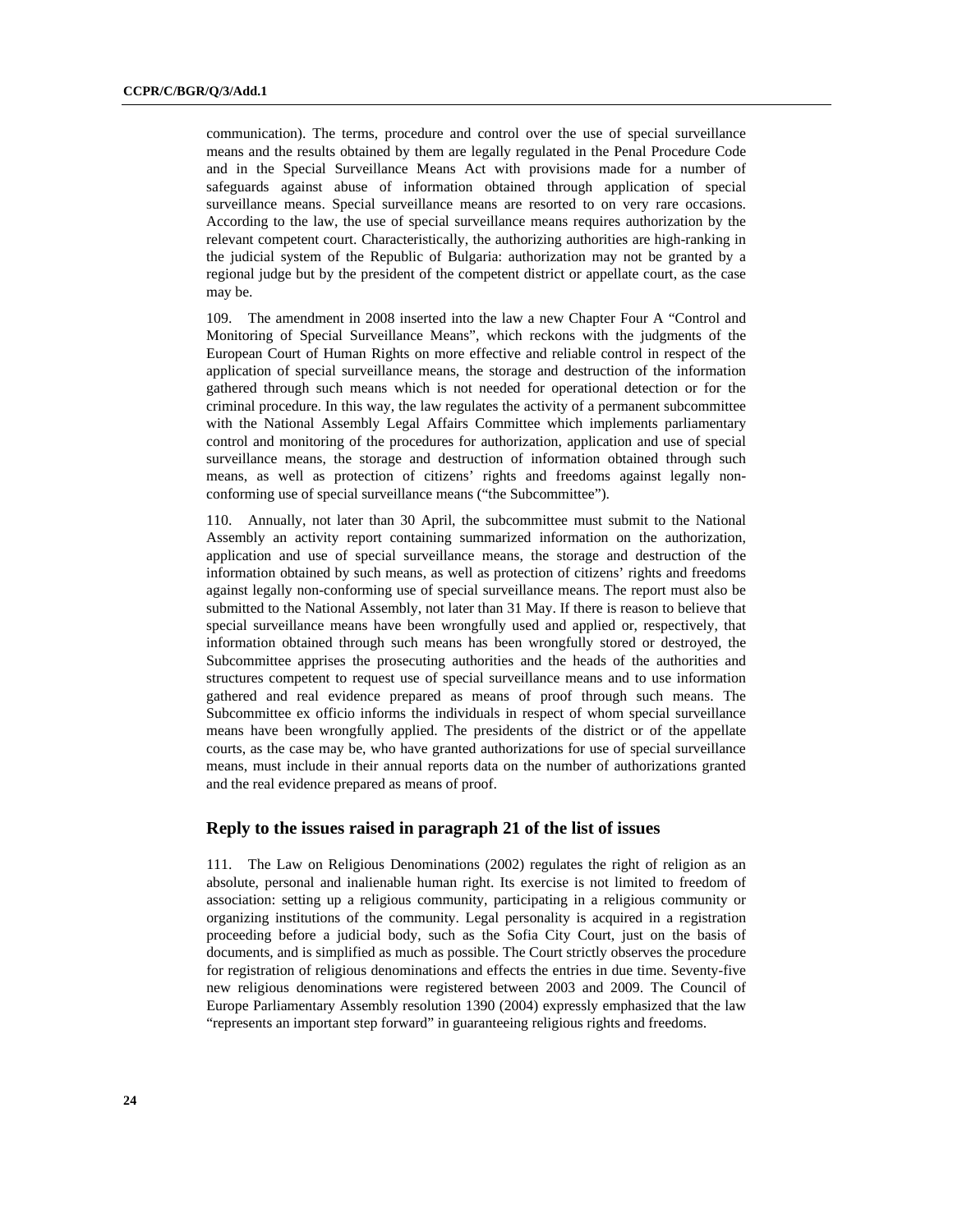communication). The terms, procedure and control over the use of special surveillance means and the results obtained by them are legally regulated in the Penal Procedure Code and in the Special Surveillance Means Act with provisions made for a number of safeguards against abuse of information obtained through application of special surveillance means. Special surveillance means are resorted to on very rare occasions. According to the law, the use of special surveillance means requires authorization by the relevant competent court. Characteristically, the authorizing authorities are high-ranking in the judicial system of the Republic of Bulgaria: authorization may not be granted by a regional judge but by the president of the competent district or appellate court, as the case may be.

109. The amendment in 2008 inserted into the law a new Chapter Four A "Control and Monitoring of Special Surveillance Means", which reckons with the judgments of the European Court of Human Rights on more effective and reliable control in respect of the application of special surveillance means, the storage and destruction of the information gathered through such means which is not needed for operational detection or for the criminal procedure. In this way, the law regulates the activity of a permanent subcommittee with the National Assembly Legal Affairs Committee which implements parliamentary control and monitoring of the procedures for authorization, application and use of special surveillance means, the storage and destruction of information obtained through such means, as well as protection of citizens' rights and freedoms against legally non-conforming use of special surveillance means ("the Subcommittee").

110. Annually, not later than 30 April, the subcommittee must submit to the National Assembly an activity report containing summarized information on the authorization, application and use of special surveillance means, the storage and destruction of the information obtained by such means, as well as protection of citizens' rights and freedoms against legally non-conforming use of special surveillance means. The report must also be submitted to the National Assembly, not later than 31 May. If there is reason to believe that special surveillance means have been wrongfully used and applied or, respectively, that information obtained through such means has been wrongfully stored or destroyed, the Subcommittee apprises the prosecuting authorities and the heads of the authorities and structures competent to request use of special surveillance means and to use information gathered and real evidence prepared as means of proof through such means. The Subcommittee ex officio informs the individuals in respect of whom special surveillance means have been wrongfully applied. The presidents of the district or of the appellate courts, as the case may be, who have granted authorizations for use of special surveillance means, must include in their annual reports data on the number of authorizations granted and the real evidence prepared as means of proof.

## Reply to the issues raised in paragraph 21 of the list of issues

111. The Law on Religious Denominations (2002) regulates the right of religion as an absolute, personal and inalienable human right. Its exercise is not limited to freedom of association: setting up a religious community, participating in a religious community or organizing institutions of the community. Legal personality is acquired in a registration proceeding before a judicial body, such as the Sofia City Court, just on the basis of documents, and is simplified as much as possible. The Court strictly observes the procedure for registration of religious denominations and effects the entries in due time. Seventy-five new religious denominations were registered between 2003 and 2009. The Council of Europe Parliamentary Assembly resolution 1390 (2004) expressly emphasized that the law "represents an important step forward" in guaranteeing religious rights and freedoms.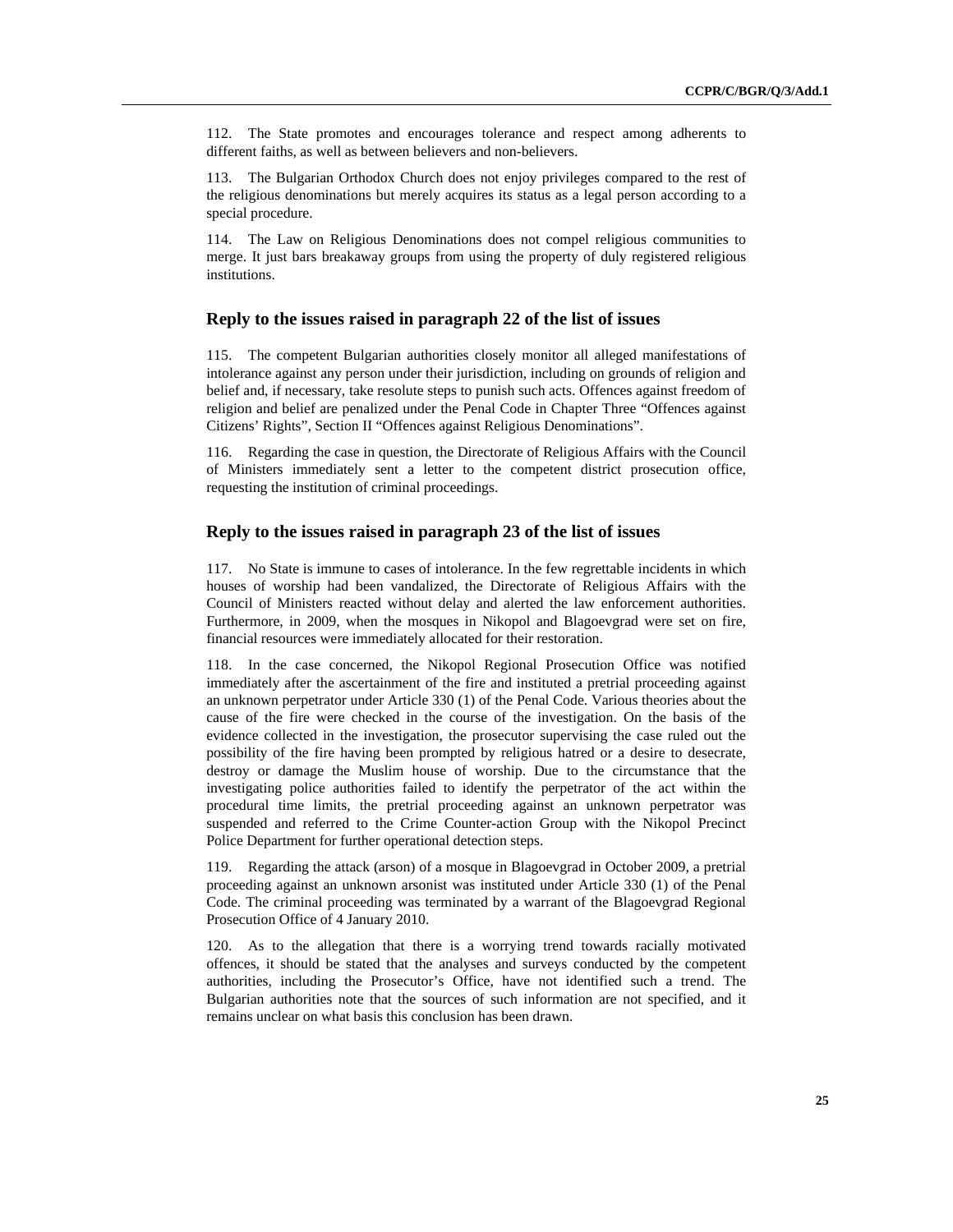112. The State promotes and encourages tolerance and respect among adherents to different faiths, as well as between believers and non-believers.

113. The Bulgarian Orthodox Church does not enjoy privileges compared to the rest of the religious denominations but merely acquires its status as a legal person according to a special procedure.

114. The Law on Religious Denominations does not compel religious communities to merge. It just bars breakaway groups from using the property of duly registered religious institutions.

### Reply to the issues raised in paragraph 22 of the list of issues

115. The competent Bulgarian authorities closely monitor all alleged manifestations of intolerance against any person under their jurisdiction, including on grounds of religion and belief and, if necessary, take resolute steps to punish such acts. Offences against freedom of religion and belief are penalized under the Penal Code in Chapter Three "Offences against Citizens' Rights", Section II "Offences against Religious Denominations".

116. Regarding the case in question, the Directorate of Religious Affairs with the Council of Ministers immediately sent a letter to the competent district prosecution office, requesting the institution of criminal proceedings.

### Reply to the issues raised in paragraph 23 of the list of issues

117. No State is immune to cases of intolerance. In the few regrettable incidents in which houses of worship had been vandalized, the Directorate of Religious Affairs with the Council of Ministers reacted without delay and alerted the law enforcement authorities. Furthermore, in 2009, when the mosques in Nikopol and Blagoevgrad were set on fire, financial resources were immediately allocated for their restoration.

118. In the case concerned, the Nikopol Regional Prosecution Office was notified immediately after the ascertainment of the fire and instituted a pretrial proceeding against an unknown perpetrator under Article 330 (1) of the Penal Code. Various theories about the cause of the fire were checked in the course of the investigation. On the basis of the evidence collected in the investigation, the prosecutor supervising the case ruled out the possibility of the fire having been prompted by religious hatred or a desire to desecrate, destroy or damage the Muslim house of worship. Due to the circumstance that the investigating police authorities failed to identify the perpetrator of the act within the procedural time limits, the pretrial proceeding against an unknown perpetrator was suspended and referred to the Crime Counter-action Group with the Nikopol Precinct Police Department for further operational detection steps.

119. Regarding the attack (arson) of a mosque in Blagoevgrad in October 2009, a pretrial proceeding against an unknown arsonist was instituted under Article 330 (1) of the Penal Code. The criminal proceeding was terminated by a warrant of the Blagoevgrad Regional Prosecution Office of 4 January 2010.

120. As to the allegation that there is a worrying trend towards racially motivated offences, it should be stated that the analyses and surveys conducted by the competent authorities, including the Prosecutor's Office, have not identified such a trend. The Bulgarian authorities note that the sources of such information are not specified, and it remains unclear on what basis this conclusion has been drawn.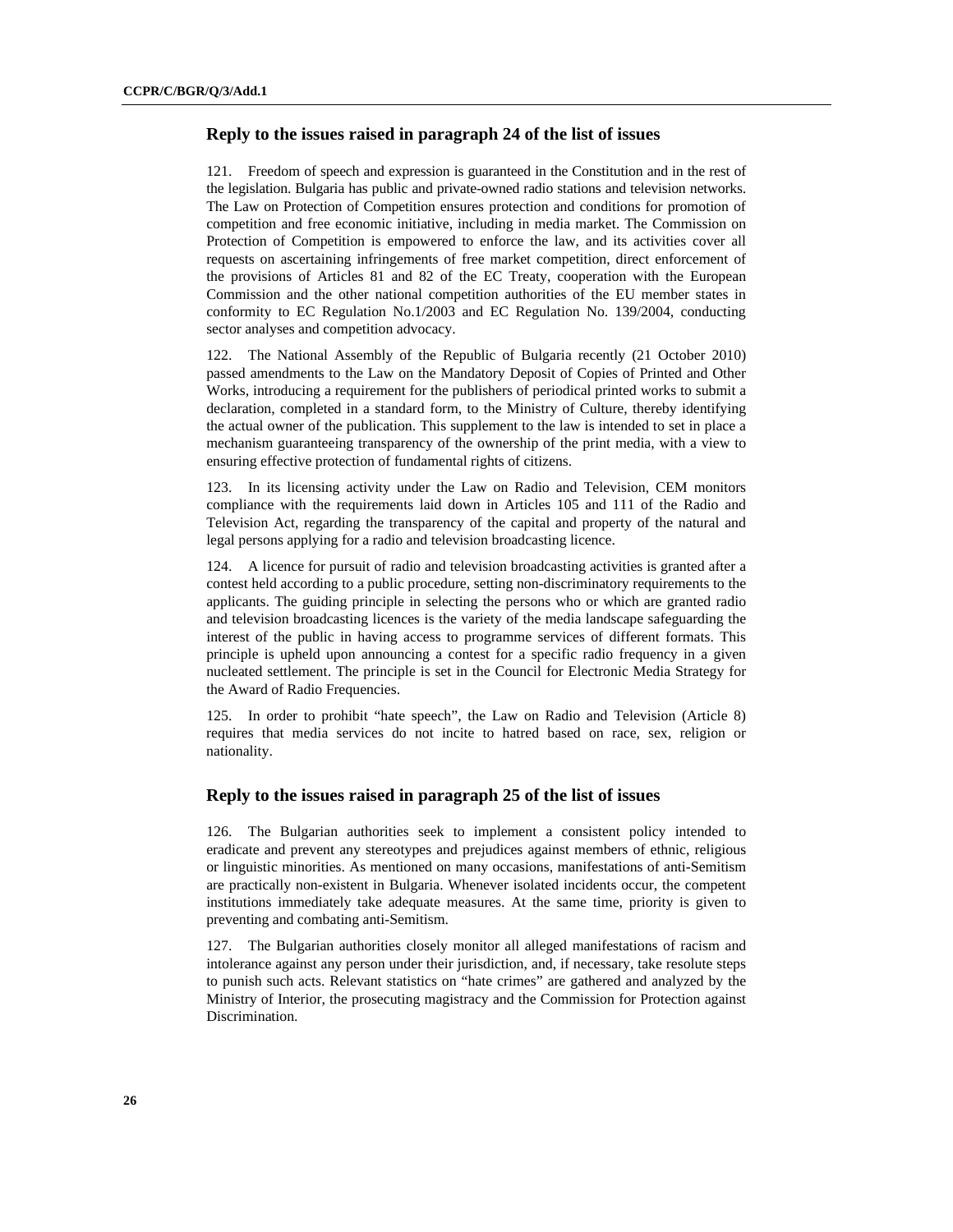### Reply to the issues raised in paragraph 24 of the list of issues

121. Freedom of speech and expression is guaranteed in the Constitution and in the rest of the legislation. Bulgaria has public and private-owned radio stations and television networks. The Law on Protection of Competition ensures protection and conditions for promotion of competition and free economic initiative, including in media market. The Commission on Protection of Competition is empowered to enforce the law, and its activities cover all requests on ascertaining infringements of free market competition, direct enforcement of the provisions of Articles 81 and 82 of the EC Treaty, cooperation with the European Commission and the other national competition authorities of the EU member states in conformity to EC Regulation No.1/2003 and EC Regulation No. 139/2004, conducting sector analyses and competition advocacy.

122. The National Assembly of the Republic of Bulgaria recently (21 October 2010) passed amendments to the Law on the Mandatory Deposit of Copies of Printed and Other Works, introducing a requirement for the publishers of periodical printed works to submit a declaration, completed in a standard form, to the Ministry of Culture, thereby identifying the actual owner of the publication. This supplement to the law is intended to set in place a mechanism guaranteeing transparency of the ownership of the print media, with a view to ensuring effective protection of fundamental rights of citizens.

123. In its licensing activity under the Law on Radio and Television, CEM monitors compliance with the requirements laid down in Articles 105 and 111 of the Radio and Television Act, regarding the transparency of the capital and property of the natural and legal persons applying for a radio and television broadcasting licence.

124. A licence for pursuit of radio and television broadcasting activities is granted after a contest held according to a public procedure, setting non-discriminatory requirements to the applicants. The guiding principle in selecting the persons who or which are granted radio and television broadcasting licences is the variety of the media landscape safeguarding the interest of the public in having access to programme services of different formats. This principle is upheld upon announcing a contest for a specific radio frequency in a given nucleated settlement. The principle is set in the Council for Electronic Media Strategy for the Award of Radio Frequencies.

125. In order to prohibit "hate speech", the Law on Radio and Television (Article 8) requires that media services do not incite to hatred based on race, sex, religion or nationality.

### Reply to the issues raised in paragraph 25 of the list of issues

126. The Bulgarian authorities seek to implement a consistent policy intended to eradicate and prevent any stereotypes and prejudices against members of ethnic, religious or linguistic minorities. As mentioned on many occasions, manifestations of anti-Semitism are practically non-existent in Bulgaria. Whenever isolated incidents occur, the competent institutions immediately take adequate measures. At the same time, priority is given to preventing and combating anti-Semitism.

127. The Bulgarian authorities closely monitor all alleged manifestations of racism and intolerance against any person under their jurisdiction, and, if necessary, take resolute steps to punish such acts. Relevant statistics on "hate crimes" are gathered and analyzed by the Ministry of Interior, the prosecuting magistracy and the Commission for Protection against Discrimination.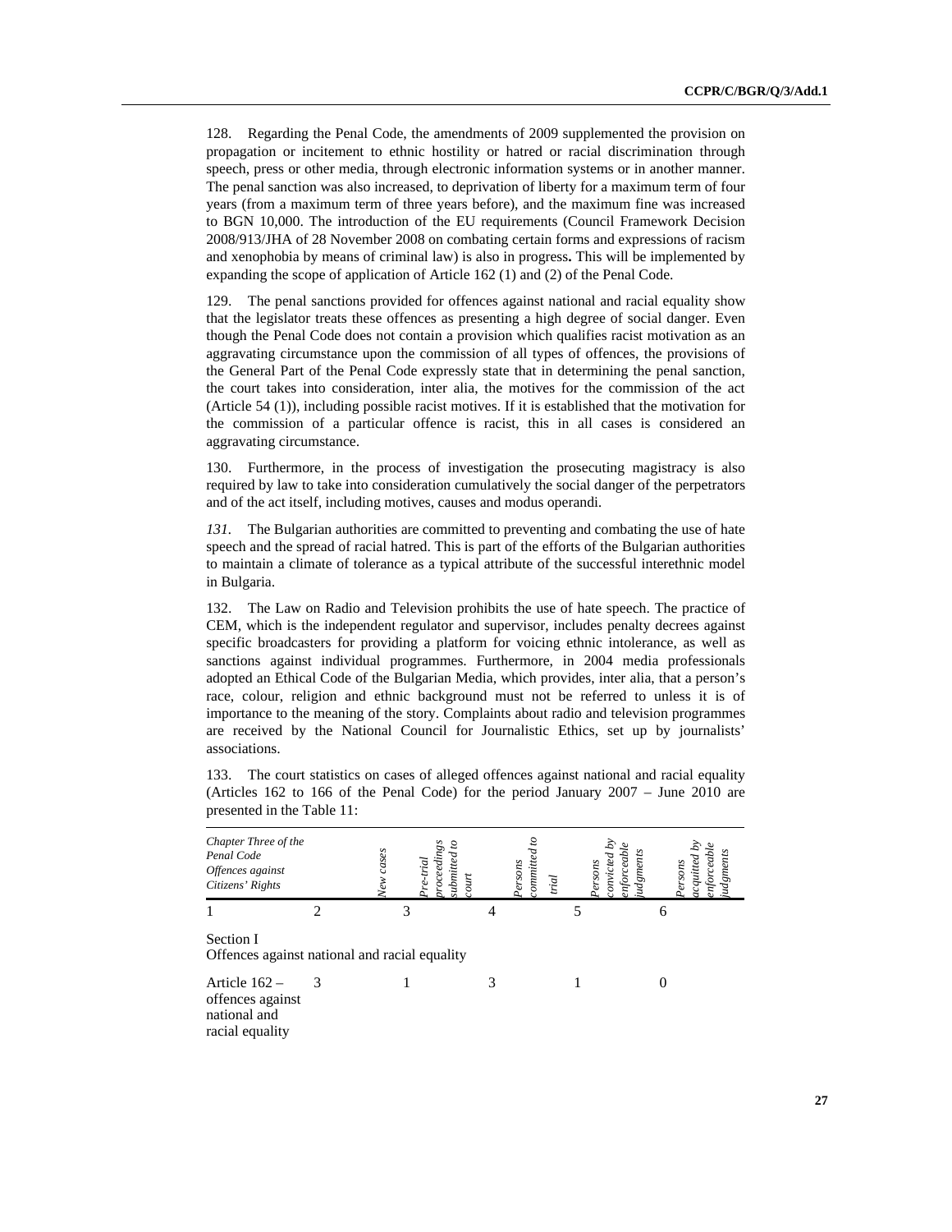128. Regarding the Penal Code, the amendments of 2009 supplemented the provision on propagation or incitement to ethnic hostility or hatred or racial discrimination through speech, press or other media, through electronic information systems or in another manner. The penal sanction was also increased, to deprivation of liberty for a maximum term of four years (from a maximum term of three years before), and the maximum fine was increased to BGN 10,000. The introduction of the EU requirements (Council Framework Decision 2008/913/JHA of 28 November 2008 on combating certain forms and expressions of racism and xenophobia by means of criminal law) is also in progress**.** This will be implemented by expanding the scope of application of Article 162 (1) and (2) of the Penal Code.

129. The penal sanctions provided for offences against national and racial equality show that the legislator treats these offences as presenting a high degree of social danger. Even though the Penal Code does not contain a provision which qualifies racist motivation as an aggravating circumstance upon the commission of all types of offences, the provisions of the General Part of the Penal Code expressly state that in determining the penal sanction, the court takes into consideration, inter alia, the motives for the commission of the act (Article 54 (1)), including possible racist motives. If it is established that the motivation for the commission of a particular offence is racist, this in all cases is considered an aggravating circumstance.

130. Furthermore, in the process of investigation the prosecuting magistracy is also required by law to take into consideration cumulatively the social danger of the perpetrators and of the act itself, including motives, causes and modus operandi.

*131.* The Bulgarian authorities are committed to preventing and combating the use of hate speech and the spread of racial hatred. This is part of the efforts of the Bulgarian authorities to maintain a climate of tolerance as a typical attribute of the successful interethnic model in Bulgaria.

132. The Law on Radio and Television prohibits the use of hate speech. The practice of CEM, which is the independent regulator and supervisor, includes penalty decrees against specific broadcasters for providing a platform for voicing ethnic intolerance, as well as sanctions against individual programmes. Furthermore, in 2004 media professionals adopted an Ethical Code of the Bulgarian Media, which provides, inter alia, that a person's race, colour, religion and ethnic background must not be referred to unless it is of importance to the meaning of the story. Complaints about radio and television programmes are received by the National Council for Journalistic Ethics, set up by journalists' associations.

133. The court statistics on cases of alleged offences against national and racial equality (Articles 162 to 166 of the Penal Code) for the period January 2007 – June 2010 are presented in the Table 11:

| *Chapter Three of the Penal Code Offences against Citizens' Rights* | *New cases* | *Pre-trial proceedings submitted to court* | *Persons committed to trial* | *Persons convicted by enforceable judgments* | *Persons acquitted by enforceable judgments* |
|---|---|---|---|---|---|
| 1 | 2 | 3 | 4 | 5 | 6 |
| Section I Offences against national and racial equality | | | | | |
| Article 162 – offences against national and racial equality | 3 | 1 | 3 | 1 | 0 |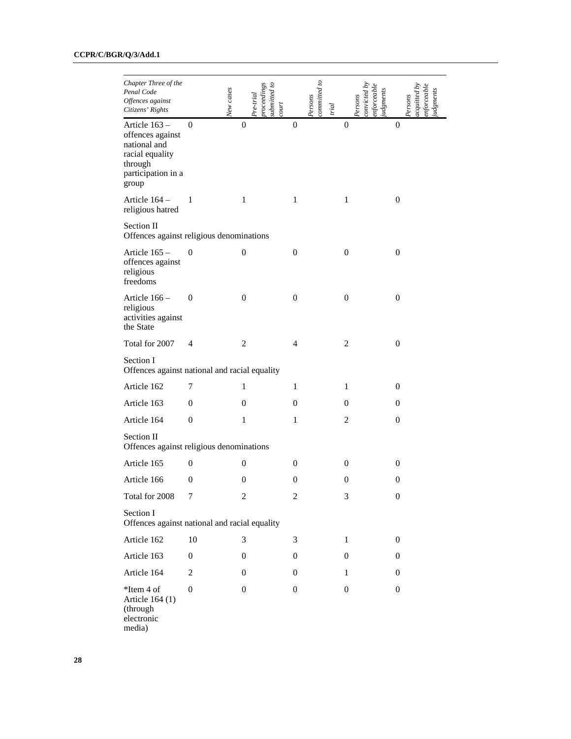| Chapter Three of the Penal Code Offences against Citizens' Rights | New cases | Pre-trial proceedings submitted to court | Persons committed to trial | Persons convicted by enforceable judgments | Persons acquitted by enforceable judgments |
|---|---|---|---|---|---|
| Article 163 – offences against national and racial equality through participation in a group | 0 | 0 | 0 | 0 | 0 |
| Article 164 – religious hatred | 1 | 1 | 1 | 1 | 0 |
| Section II Offences against religious denominations | | | | | |
| Article 165 – offences against religious freedoms | 0 | 0 | 0 | 0 | 0 |
| Article 166 – religious activities against the State | 0 | 0 | 0 | 0 | 0 |
| Total for 2007 | 4 | 2 | 4 | 2 | 0 |
| Section I Offences against national and racial equality | | | | | |
| Article 162 | 7 | 1 | 1 | 1 | 0 |
| Article 163 | 0 | 0 | 0 | 0 | 0 |
| Article 164 | 0 | 1 | 1 | 2 | 0 |
| Section II Offences against religious denominations | | | | | |
| Article 165 | 0 | 0 | 0 | 0 | 0 |
| Article 166 | 0 | 0 | 0 | 0 | 0 |
| Total for 2008 | 7 | 2 | 2 | 3 | 0 |
| Section I Offences against national and racial equality | | | | | |
| Article 162 | 10 | 3 | 3 | 1 | 0 |
| Article 163 | 0 | 0 | 0 | 0 | 0 |
| Article 164 | 2 | 0 | 0 | 1 | 0 |
| *Item 4 of Article 164 (1) (through electronic media) | 0 | 0 | 0 | 0 | 0 |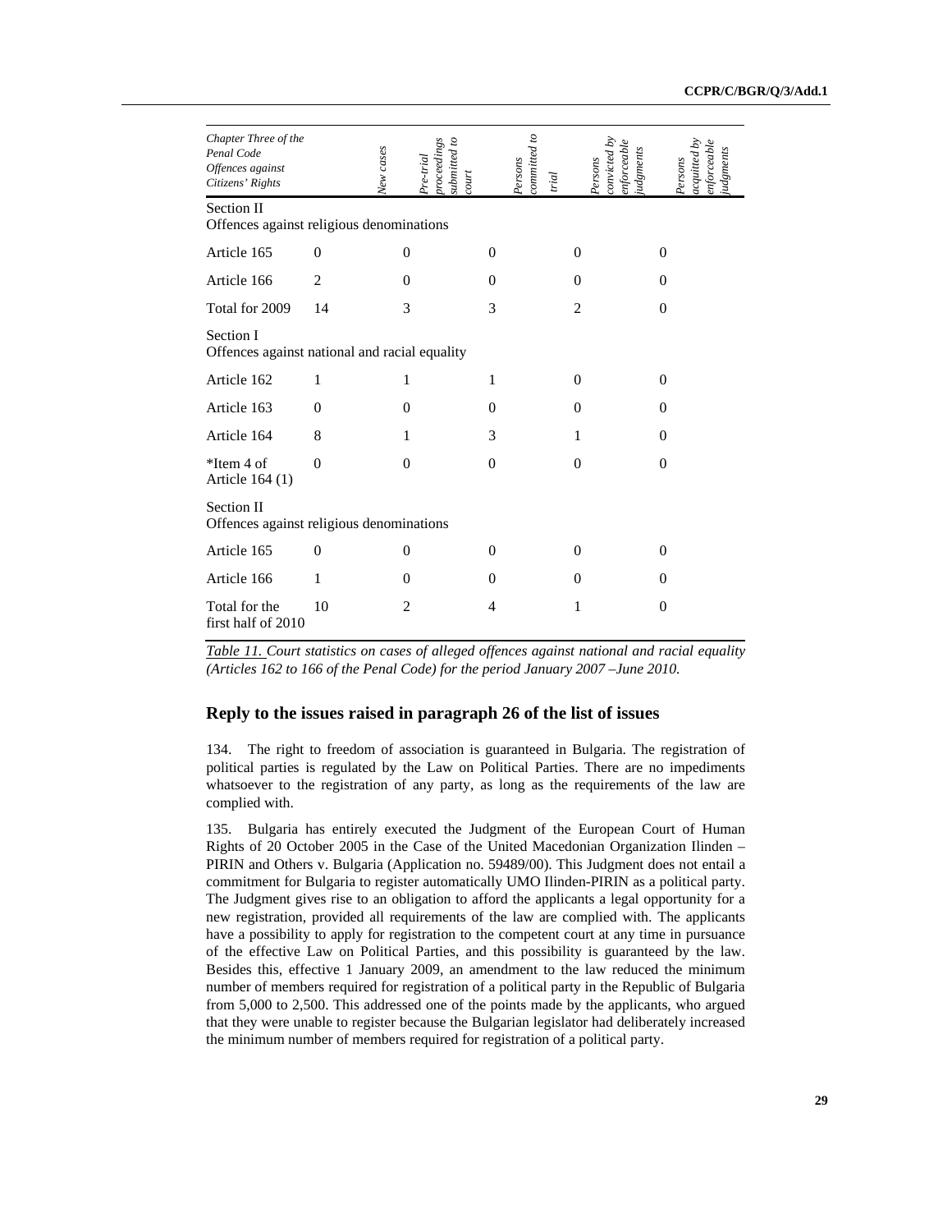| *Chapter Three of the Penal Code Offences against Citizens' Rights* | *New cases* | *Pre-trial proceedings submitted to court* | *Persons committed to trial* | *Persons convicted by enforceable judgments* | *Persons acquitted by enforceable judgments* |
|---|---|---|---|---|---|
| Section II<br>Offences against religious denominations | | | | | |
| Article 165 | 0 | 0 | 0 | 0 | 0 |
| Article 166 | 2 | 0 | 0 | 0 | 0 |
| Total for 2009 | 14 | 3 | 3 | 2 | 0 |
| Section I<br>Offences against national and racial equality | | | | | |
| Article 162 | 1 | 1 | 1 | 0 | 0 |
| Article 163 | 0 | 0 | 0 | 0 | 0 |
| Article 164 | 8 | 1 | 3 | 1 | 0 |
| *Item 4 of Article 164 (1) | 0 | 0 | 0 | 0 | 0 |
| Section II<br>Offences against religious denominations | | | | | |
| Article 165 | 0 | 0 | 0 | 0 | 0 |
| Article 166 | 1 | 0 | 0 | 0 | 0 |
| Total for the first half of 2010 | 10 | 2 | 4 | 1 | 0 |

*Table 11. Court statistics on cases of alleged offences against national and racial equality (Articles 162 to 166 of the Penal Code) for the period January 2007 –June 2010.*

## Reply to the issues raised in paragraph 26 of the list of issues

134. The right to freedom of association is guaranteed in Bulgaria. The registration of political parties is regulated by the Law on Political Parties. There are no impediments whatsoever to the registration of any party, as long as the requirements of the law are complied with.

135. Bulgaria has entirely executed the Judgment of the European Court of Human Rights of 20 October 2005 in the Case of the United Macedonian Organization Ilinden – PIRIN and Others v. Bulgaria (Application no. 59489/00). This Judgment does not entail a commitment for Bulgaria to register automatically UMO Ilinden-PIRIN as a political party. The Judgment gives rise to an obligation to afford the applicants a legal opportunity for a new registration, provided all requirements of the law are complied with. The applicants have a possibility to apply for registration to the competent court at any time in pursuance of the effective Law on Political Parties, and this possibility is guaranteed by the law. Besides this, effective 1 January 2009, an amendment to the law reduced the minimum number of members required for registration of a political party in the Republic of Bulgaria from 5,000 to 2,500. This addressed one of the points made by the applicants, who argued that they were unable to register because the Bulgarian legislator had deliberately increased the minimum number of members required for registration of a political party.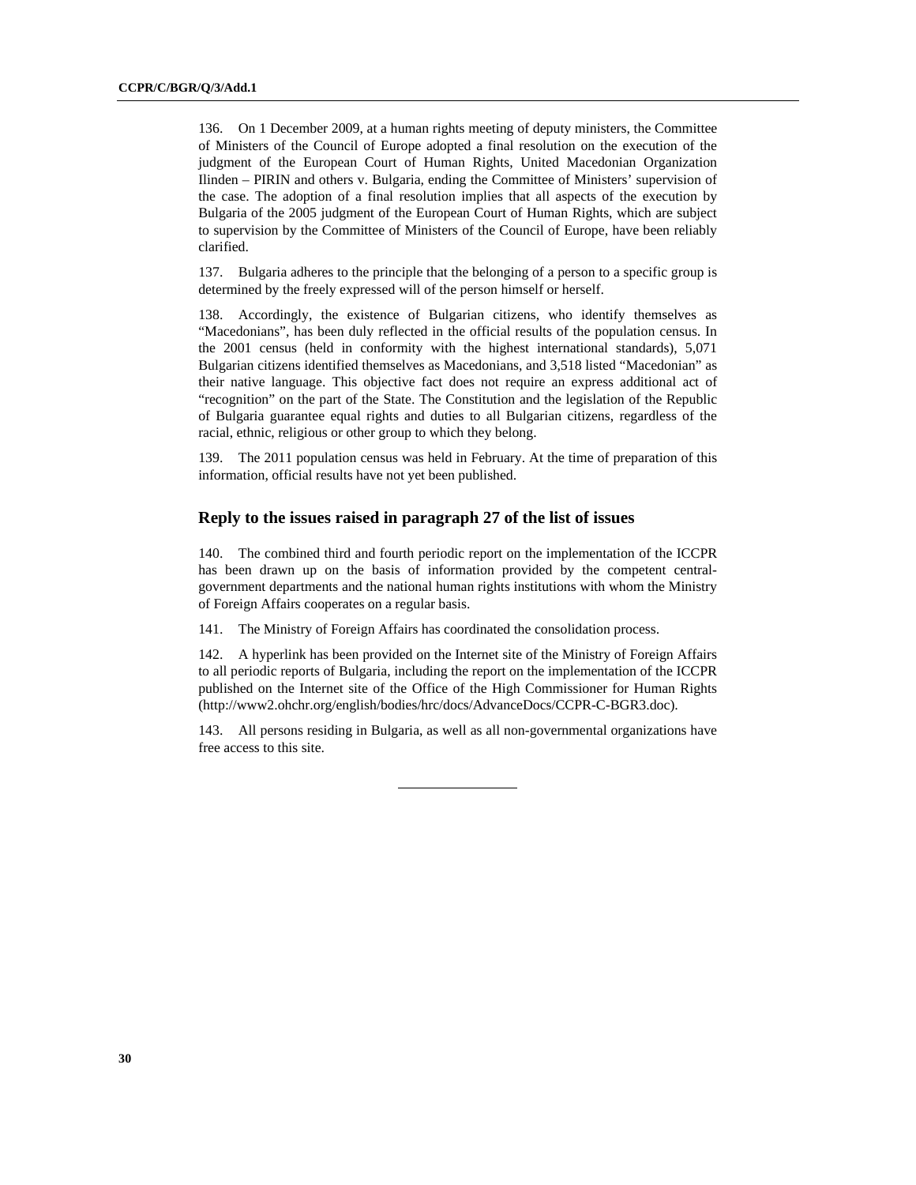136. On 1 December 2009, at a human rights meeting of deputy ministers, the Committee of Ministers of the Council of Europe adopted a final resolution on the execution of the judgment of the European Court of Human Rights, United Macedonian Organization Ilinden – PIRIN and others v. Bulgaria, ending the Committee of Ministers' supervision of the case. The adoption of a final resolution implies that all aspects of the execution by Bulgaria of the 2005 judgment of the European Court of Human Rights, which are subject to supervision by the Committee of Ministers of the Council of Europe, have been reliably clarified.

137. Bulgaria adheres to the principle that the belonging of a person to a specific group is determined by the freely expressed will of the person himself or herself.

138. Accordingly, the existence of Bulgarian citizens, who identify themselves as "Macedonians", has been duly reflected in the official results of the population census. In the 2001 census (held in conformity with the highest international standards), 5,071 Bulgarian citizens identified themselves as Macedonians, and 3,518 listed "Macedonian" as their native language. This objective fact does not require an express additional act of "recognition" on the part of the State. The Constitution and the legislation of the Republic of Bulgaria guarantee equal rights and duties to all Bulgarian citizens, regardless of the racial, ethnic, religious or other group to which they belong.

139. The 2011 population census was held in February. At the time of preparation of this information, official results have not yet been published.

## Reply to the issues raised in paragraph 27 of the list of issues

140. The combined third and fourth periodic report on the implementation of the ICCPR has been drawn up on the basis of information provided by the competent central-government departments and the national human rights institutions with whom the Ministry of Foreign Affairs cooperates on a regular basis.

141. The Ministry of Foreign Affairs has coordinated the consolidation process.

142. A hyperlink has been provided on the Internet site of the Ministry of Foreign Affairs to all periodic reports of Bulgaria, including the report on the implementation of the ICCPR published on the Internet site of the Office of the High Commissioner for Human Rights (http://www2.ohchr.org/english/bodies/hrc/docs/AdvanceDocs/CCPR-C-BGR3.doc).

143. All persons residing in Bulgaria, as well as all non-governmental organizations have free access to this site.